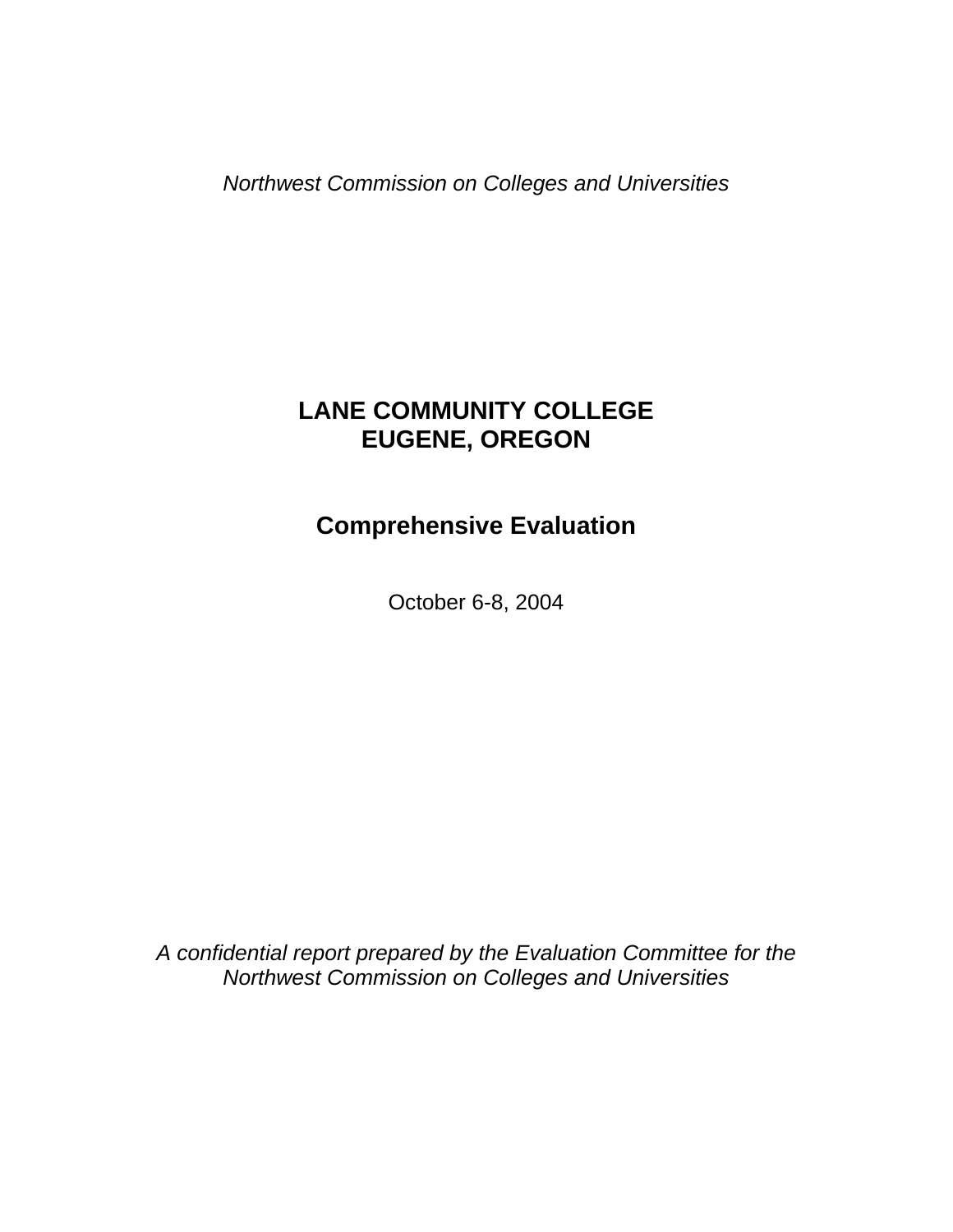*Northwest Commission on Colleges and Universities*

# LANE COMMUNITY COLLEGE
# EUGENE, OREGON

## Comprehensive Evaluation

October 6-8, 2004

*A confidential report prepared by the Evaluation Committee for the Northwest Commission on Colleges and Universities*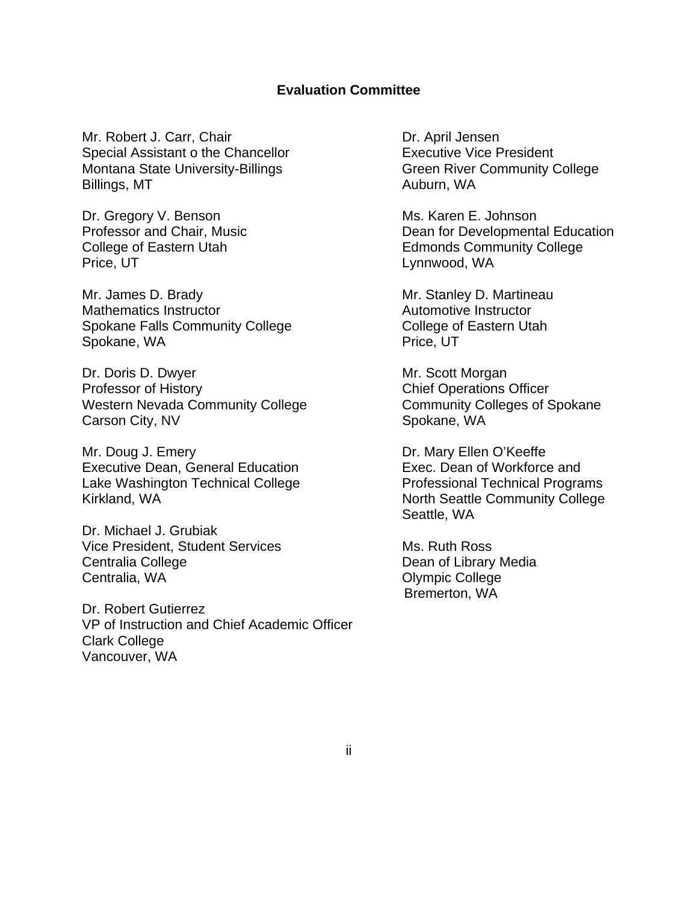## Evaluation Committee

Mr. Robert J. Carr, Chair
Special Assistant o the Chancellor
Montana State University-Billings
Billings, MT

Dr. Gregory V. Benson
Professor and Chair, Music
College of Eastern Utah
Price, UT

Mr. James D. Brady
Mathematics Instructor
Spokane Falls Community College
Spokane, WA

Dr. Doris D. Dwyer
Professor of History
Western Nevada Community College
Carson City, NV

Mr. Doug J. Emery
Executive Dean, General Education
Lake Washington Technical College
Kirkland, WA

Dr. Michael J. Grubiak
Vice President, Student Services
Centralia College
Centralia, WA

Dr. Robert Gutierrez
VP of Instruction and Chief Academic Officer
Clark College
Vancouver, WA

Dr. April Jensen
Executive Vice President
Green River Community College
Auburn, WA

Ms. Karen E. Johnson
Dean for Developmental Education
Edmonds Community College
Lynnwood, WA

Mr. Stanley D. Martineau
Automotive Instructor
College of Eastern Utah
Price, UT

Mr. Scott Morgan
Chief Operations Officer
Community Colleges of Spokane
Spokane, WA

Dr. Mary Ellen O'Keeffe
Exec. Dean of Workforce and
Professional Technical Programs
North Seattle Community College
Seattle, WA

Ms. Ruth Ross
Dean of Library Media
Olympic College
Bremerton, WA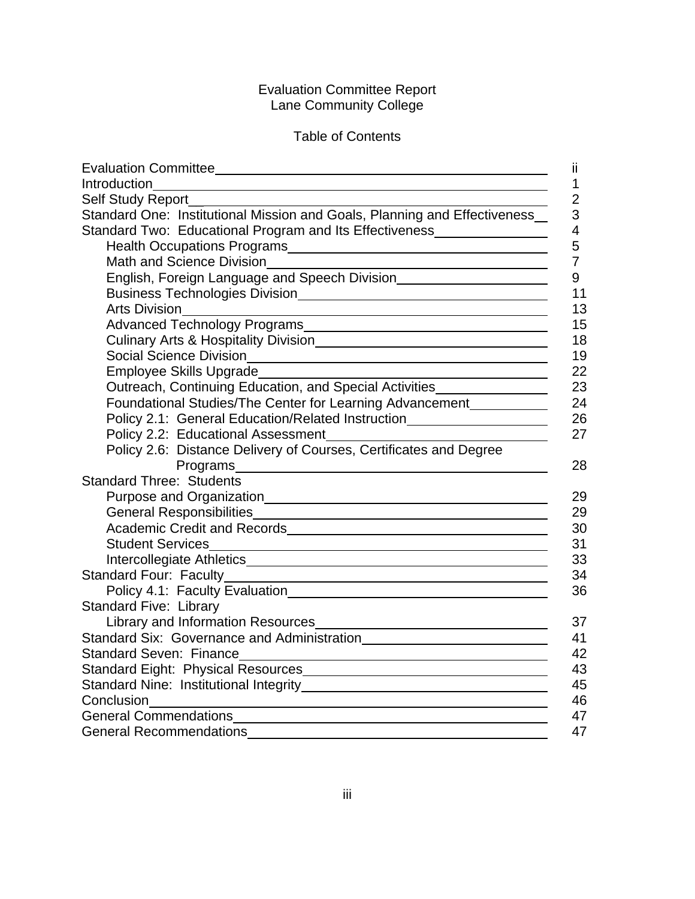Evaluation Committee Report
Lane Community College

Table of Contents

| | |
|---|---|
| Evaluation Committee | ii |
| Introduction | 1 |
| Self Study Report | 2 |
| Standard One: Institutional Mission and Goals, Planning and Effectiveness | 3 |
| Standard Two: Educational Program and Its Effectiveness | 4 |
| Health Occupations Programs | 5 |
| Math and Science Division | 7 |
| English, Foreign Language and Speech Division | 9 |
| Business Technologies Division | 11 |
| Arts Division | 13 |
| Advanced Technology Programs | 15 |
| Culinary Arts & Hospitality Division | 18 |
| Social Science Division | 19 |
| Employee Skills Upgrade | 22 |
| Outreach, Continuing Education, and Special Activities | 23 |
| Foundational Studies/The Center for Learning Advancement | 24 |
| Policy 2.1: General Education/Related Instruction | 26 |
| Policy 2.2: Educational Assessment | 27 |
| Policy 2.6: Distance Delivery of Courses, Certificates and Degree Programs | 28 |
| Standard Three: Students | |
| Purpose and Organization | 29 |
| General Responsibilities | 29 |
| Academic Credit and Records | 30 |
| Student Services | 31 |
| Intercollegiate Athletics | 33 |
| Standard Four: Faculty | 34 |
| Policy 4.1: Faculty Evaluation | 36 |
| Standard Five: Library | |
| Library and Information Resources | 37 |
| Standard Six: Governance and Administration | 41 |
| Standard Seven: Finance | 42 |
| Standard Eight: Physical Resources | 43 |
| Standard Nine: Institutional Integrity | 45 |
| Conclusion | 46 |
| General Commendations | 47 |
| General Recommendations | 47 |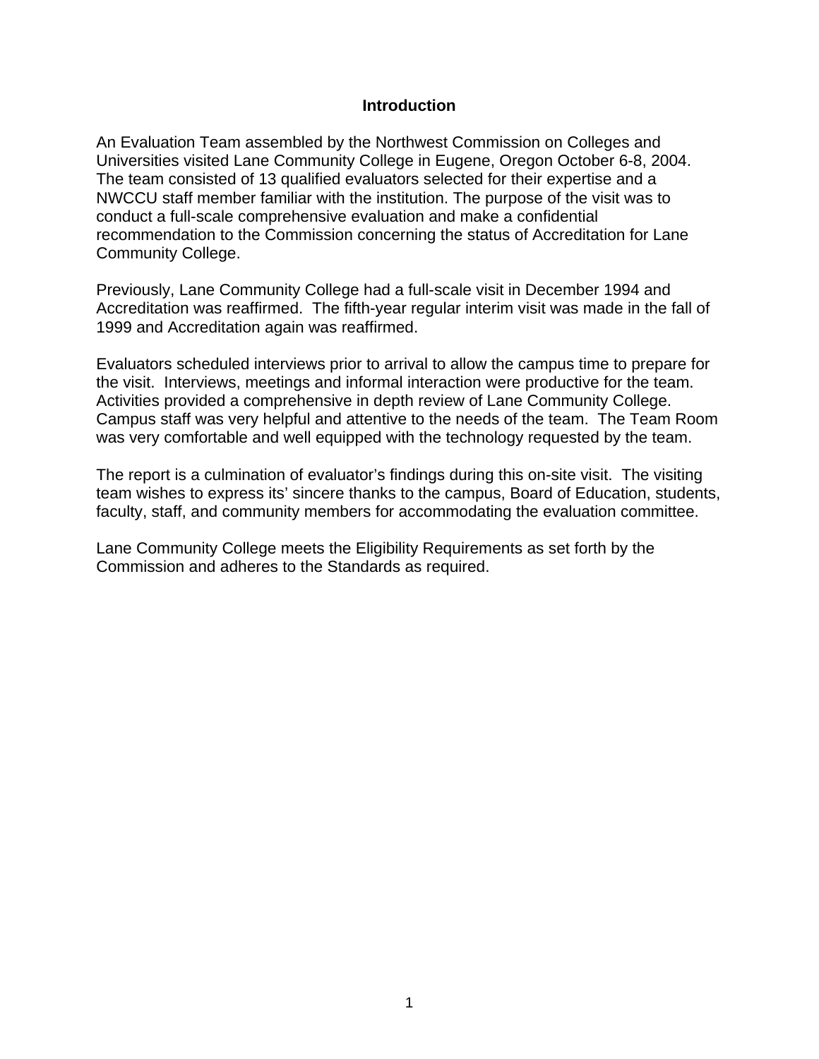## Introduction

An Evaluation Team assembled by the Northwest Commission on Colleges and Universities visited Lane Community College in Eugene, Oregon October 6-8, 2004. The team consisted of 13 qualified evaluators selected for their expertise and a NWCCU staff member familiar with the institution. The purpose of the visit was to conduct a full-scale comprehensive evaluation and make a confidential recommendation to the Commission concerning the status of Accreditation for Lane Community College.

Previously, Lane Community College had a full-scale visit in December 1994 and Accreditation was reaffirmed. The fifth-year regular interim visit was made in the fall of 1999 and Accreditation again was reaffirmed.

Evaluators scheduled interviews prior to arrival to allow the campus time to prepare for the visit. Interviews, meetings and informal interaction were productive for the team. Activities provided a comprehensive in depth review of Lane Community College. Campus staff was very helpful and attentive to the needs of the team. The Team Room was very comfortable and well equipped with the technology requested by the team.

The report is a culmination of evaluator's findings during this on-site visit. The visiting team wishes to express its' sincere thanks to the campus, Board of Education, students, faculty, staff, and community members for accommodating the evaluation committee.

Lane Community College meets the Eligibility Requirements as set forth by the Commission and adheres to the Standards as required.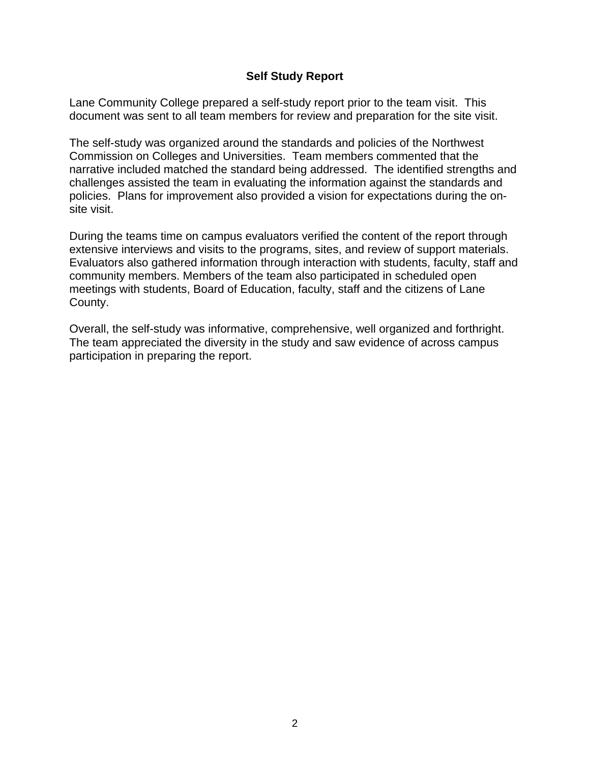## Self Study Report

Lane Community College prepared a self-study report prior to the team visit. This document was sent to all team members for review and preparation for the site visit.

The self-study was organized around the standards and policies of the Northwest Commission on Colleges and Universities. Team members commented that the narrative included matched the standard being addressed. The identified strengths and challenges assisted the team in evaluating the information against the standards and policies. Plans for improvement also provided a vision for expectations during the on-site visit.

During the teams time on campus evaluators verified the content of the report through extensive interviews and visits to the programs, sites, and review of support materials. Evaluators also gathered information through interaction with students, faculty, staff and community members. Members of the team also participated in scheduled open meetings with students, Board of Education, faculty, staff and the citizens of Lane County.

Overall, the self-study was informative, comprehensive, well organized and forthright. The team appreciated the diversity in the study and saw evidence of across campus participation in preparing the report.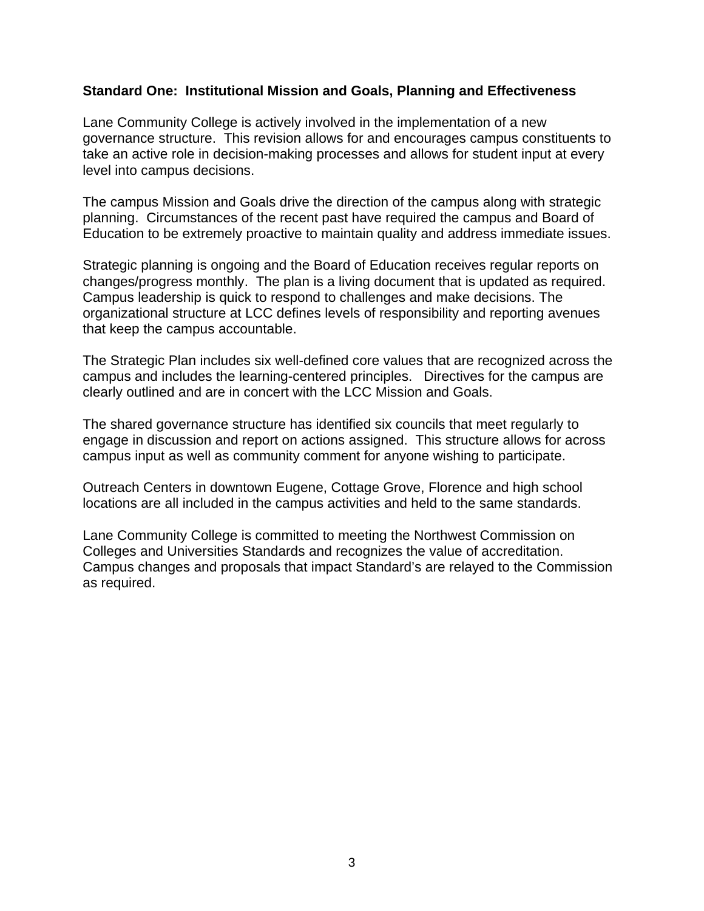**Standard One: Institutional Mission and Goals, Planning and Effectiveness**

Lane Community College is actively involved in the implementation of a new governance structure. This revision allows for and encourages campus constituents to take an active role in decision-making processes and allows for student input at every level into campus decisions.

The campus Mission and Goals drive the direction of the campus along with strategic planning. Circumstances of the recent past have required the campus and Board of Education to be extremely proactive to maintain quality and address immediate issues.

Strategic planning is ongoing and the Board of Education receives regular reports on changes/progress monthly. The plan is a living document that is updated as required. Campus leadership is quick to respond to challenges and make decisions. The organizational structure at LCC defines levels of responsibility and reporting avenues that keep the campus accountable.

The Strategic Plan includes six well-defined core values that are recognized across the campus and includes the learning-centered principles. Directives for the campus are clearly outlined and are in concert with the LCC Mission and Goals.

The shared governance structure has identified six councils that meet regularly to engage in discussion and report on actions assigned. This structure allows for across campus input as well as community comment for anyone wishing to participate.

Outreach Centers in downtown Eugene, Cottage Grove, Florence and high school locations are all included in the campus activities and held to the same standards.

Lane Community College is committed to meeting the Northwest Commission on Colleges and Universities Standards and recognizes the value of accreditation. Campus changes and proposals that impact Standard's are relayed to the Commission as required.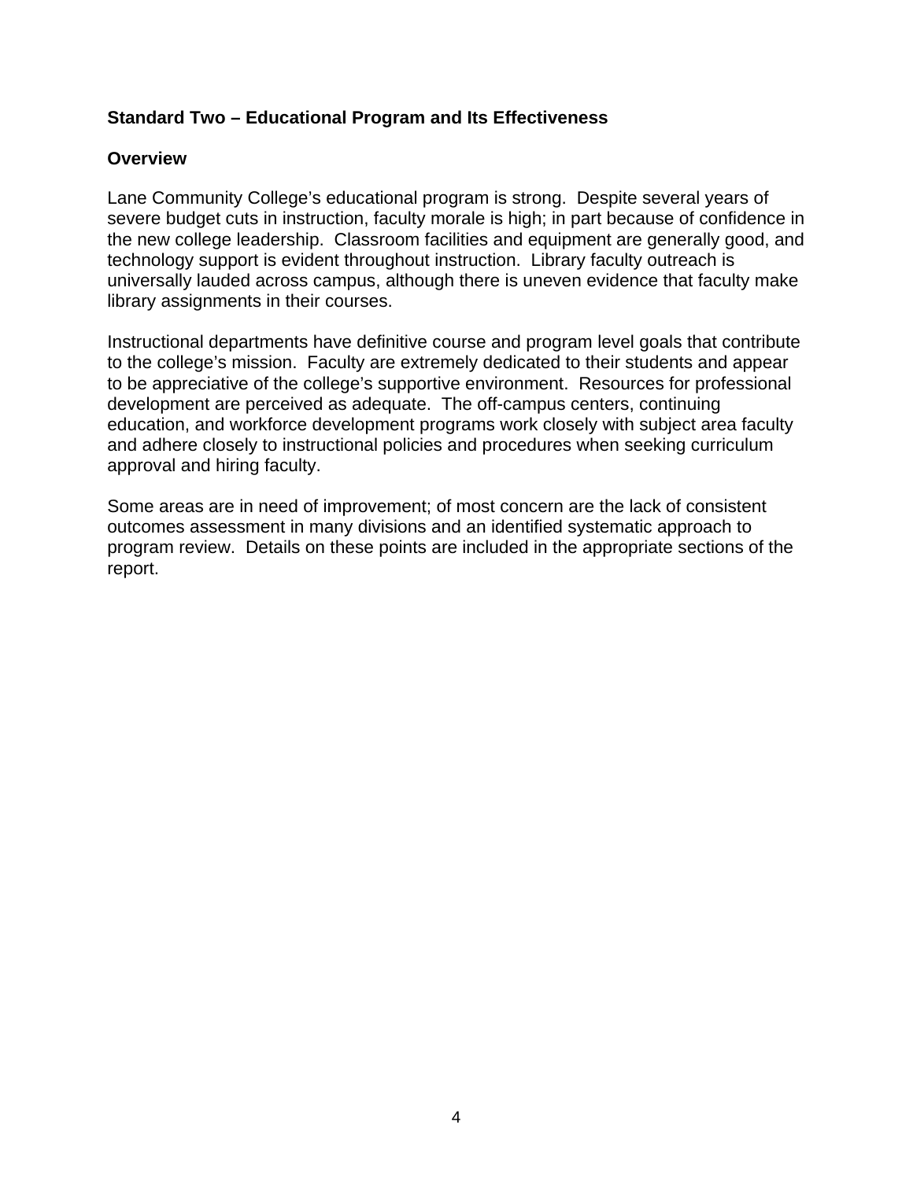## Standard Two – Educational Program and Its Effectiveness

### Overview

Lane Community College's educational program is strong. Despite several years of severe budget cuts in instruction, faculty morale is high; in part because of confidence in the new college leadership. Classroom facilities and equipment are generally good, and technology support is evident throughout instruction. Library faculty outreach is universally lauded across campus, although there is uneven evidence that faculty make library assignments in their courses.

Instructional departments have definitive course and program level goals that contribute to the college's mission. Faculty are extremely dedicated to their students and appear to be appreciative of the college's supportive environment. Resources for professional development are perceived as adequate. The off-campus centers, continuing education, and workforce development programs work closely with subject area faculty and adhere closely to instructional policies and procedures when seeking curriculum approval and hiring faculty.

Some areas are in need of improvement; of most concern are the lack of consistent outcomes assessment in many divisions and an identified systematic approach to program review. Details on these points are included in the appropriate sections of the report.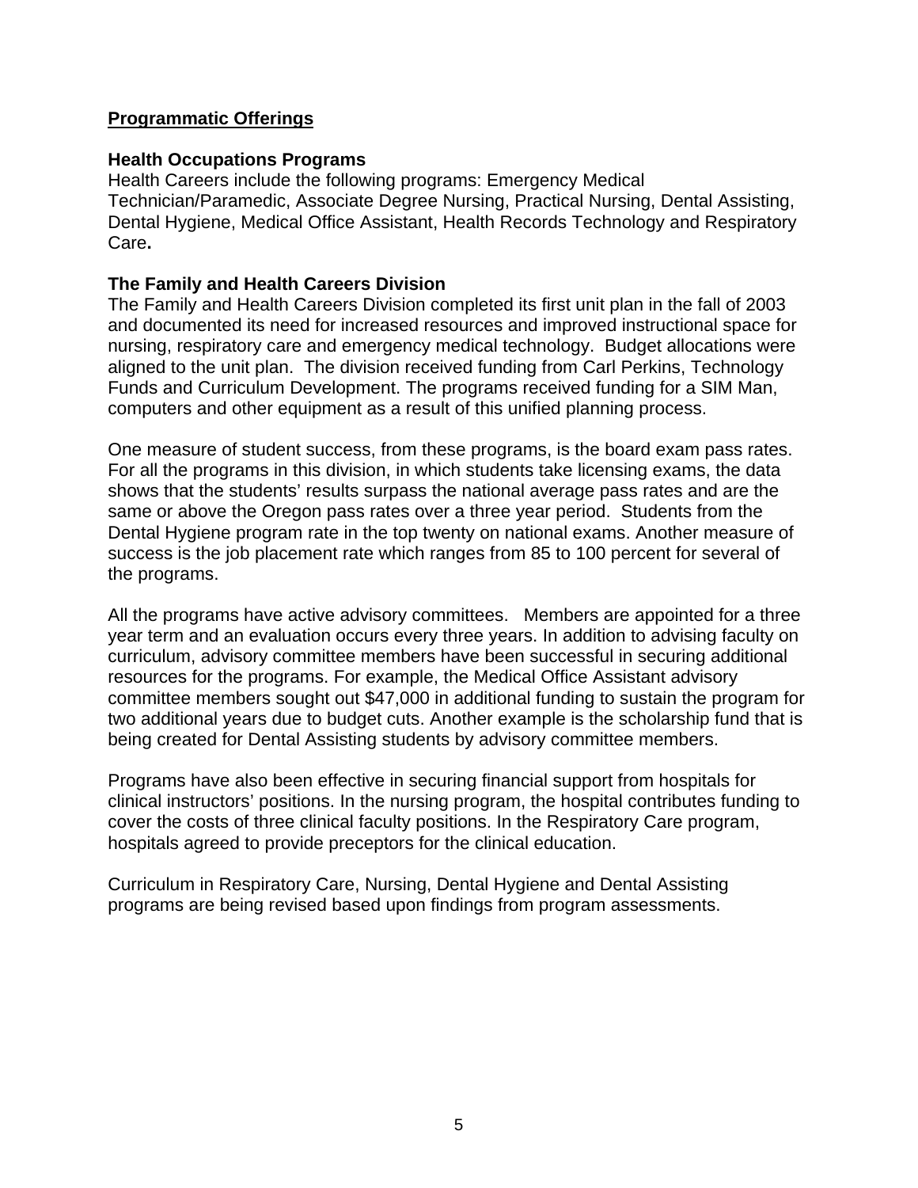## Programmatic Offerings

### Health Occupations Programs

Health Careers include the following programs: Emergency Medical Technician/Paramedic, Associate Degree Nursing, Practical Nursing, Dental Assisting, Dental Hygiene, Medical Office Assistant, Health Records Technology and Respiratory Care**.**

### The Family and Health Careers Division

The Family and Health Careers Division completed its first unit plan in the fall of 2003 and documented its need for increased resources and improved instructional space for nursing, respiratory care and emergency medical technology. Budget allocations were aligned to the unit plan. The division received funding from Carl Perkins, Technology Funds and Curriculum Development. The programs received funding for a SIM Man, computers and other equipment as a result of this unified planning process.

One measure of student success, from these programs, is the board exam pass rates. For all the programs in this division, in which students take licensing exams, the data shows that the students' results surpass the national average pass rates and are the same or above the Oregon pass rates over a three year period. Students from the Dental Hygiene program rate in the top twenty on national exams. Another measure of success is the job placement rate which ranges from 85 to 100 percent for several of the programs.

All the programs have active advisory committees. Members are appointed for a three year term and an evaluation occurs every three years. In addition to advising faculty on curriculum, advisory committee members have been successful in securing additional resources for the programs. For example, the Medical Office Assistant advisory committee members sought out $47,000 in additional funding to sustain the program for two additional years due to budget cuts. Another example is the scholarship fund that is being created for Dental Assisting students by advisory committee members.

Programs have also been effective in securing financial support from hospitals for clinical instructors' positions. In the nursing program, the hospital contributes funding to cover the costs of three clinical faculty positions. In the Respiratory Care program, hospitals agreed to provide preceptors for the clinical education.

Curriculum in Respiratory Care, Nursing, Dental Hygiene and Dental Assisting programs are being revised based upon findings from program assessments.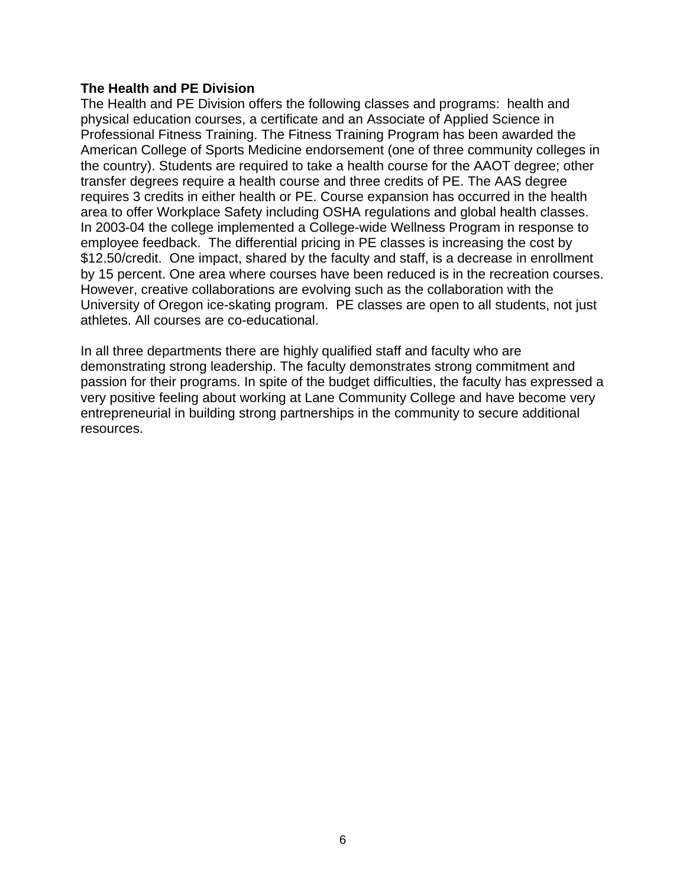### The Health and PE Division

The Health and PE Division offers the following classes and programs: health and physical education courses, a certificate and an Associate of Applied Science in Professional Fitness Training. The Fitness Training Program has been awarded the American College of Sports Medicine endorsement (one of three community colleges in the country). Students are required to take a health course for the AAOT degree; other transfer degrees require a health course and three credits of PE. The AAS degree requires 3 credits in either health or PE. Course expansion has occurred in the health area to offer Workplace Safety including OSHA regulations and global health classes. In 2003-04 the college implemented a College-wide Wellness Program in response to employee feedback. The differential pricing in PE classes is increasing the cost by $12.50/credit. One impact, shared by the faculty and staff, is a decrease in enrollment by 15 percent. One area where courses have been reduced is in the recreation courses. However, creative collaborations are evolving such as the collaboration with the University of Oregon ice-skating program. PE classes are open to all students, not just athletes. All courses are co-educational.

In all three departments there are highly qualified staff and faculty who are demonstrating strong leadership. The faculty demonstrates strong commitment and passion for their programs. In spite of the budget difficulties, the faculty has expressed a very positive feeling about working at Lane Community College and have become very entrepreneurial in building strong partnerships in the community to secure additional resources.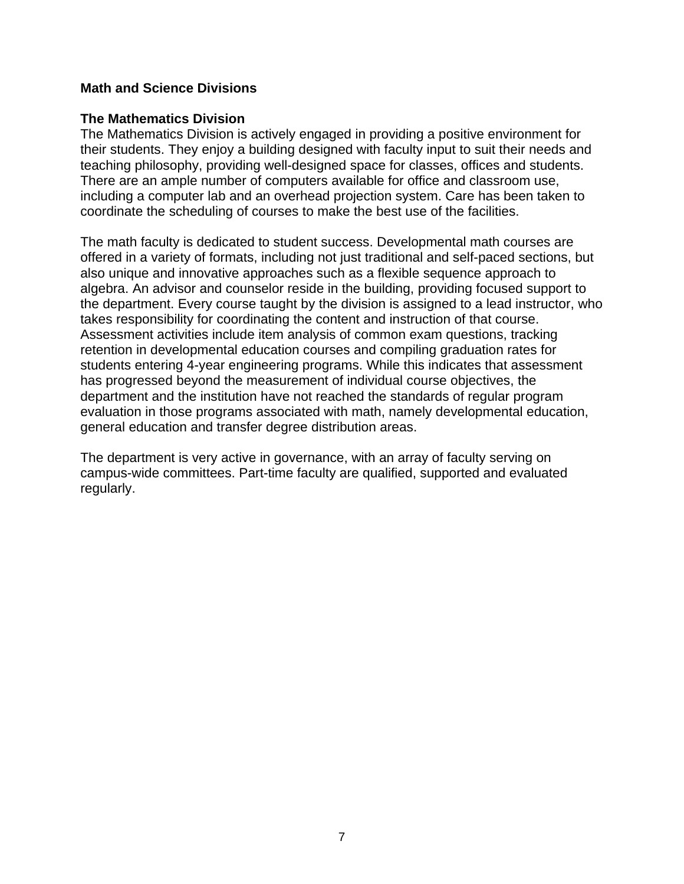## Math and Science Divisions

### The Mathematics Division

The Mathematics Division is actively engaged in providing a positive environment for their students. They enjoy a building designed with faculty input to suit their needs and teaching philosophy, providing well-designed space for classes, offices and students. There are an ample number of computers available for office and classroom use, including a computer lab and an overhead projection system. Care has been taken to coordinate the scheduling of courses to make the best use of the facilities.

The math faculty is dedicated to student success. Developmental math courses are offered in a variety of formats, including not just traditional and self-paced sections, but also unique and innovative approaches such as a flexible sequence approach to algebra. An advisor and counselor reside in the building, providing focused support to the department. Every course taught by the division is assigned to a lead instructor, who takes responsibility for coordinating the content and instruction of that course. Assessment activities include item analysis of common exam questions, tracking retention in developmental education courses and compiling graduation rates for students entering 4-year engineering programs. While this indicates that assessment has progressed beyond the measurement of individual course objectives, the department and the institution have not reached the standards of regular program evaluation in those programs associated with math, namely developmental education, general education and transfer degree distribution areas.

The department is very active in governance, with an array of faculty serving on campus-wide committees. Part-time faculty are qualified, supported and evaluated regularly.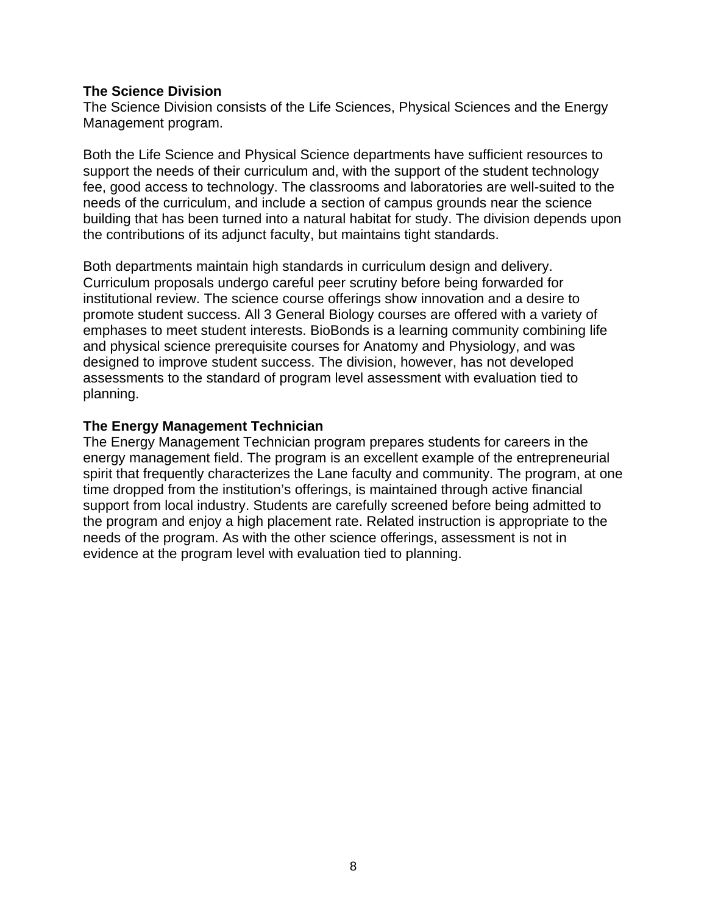**The Science Division**

The Science Division consists of the Life Sciences, Physical Sciences and the Energy Management program.

Both the Life Science and Physical Science departments have sufficient resources to support the needs of their curriculum and, with the support of the student technology fee, good access to technology. The classrooms and laboratories are well-suited to the needs of the curriculum, and include a section of campus grounds near the science building that has been turned into a natural habitat for study. The division depends upon the contributions of its adjunct faculty, but maintains tight standards.

Both departments maintain high standards in curriculum design and delivery. Curriculum proposals undergo careful peer scrutiny before being forwarded for institutional review. The science course offerings show innovation and a desire to promote student success. All 3 General Biology courses are offered with a variety of emphases to meet student interests. BioBonds is a learning community combining life and physical science prerequisite courses for Anatomy and Physiology, and was designed to improve student success. The division, however, has not developed assessments to the standard of program level assessment with evaluation tied to planning.

**The Energy Management Technician**

The Energy Management Technician program prepares students for careers in the energy management field. The program is an excellent example of the entrepreneurial spirit that frequently characterizes the Lane faculty and community. The program, at one time dropped from the institution's offerings, is maintained through active financial support from local industry. Students are carefully screened before being admitted to the program and enjoy a high placement rate. Related instruction is appropriate to the needs of the program. As with the other science offerings, assessment is not in evidence at the program level with evaluation tied to planning.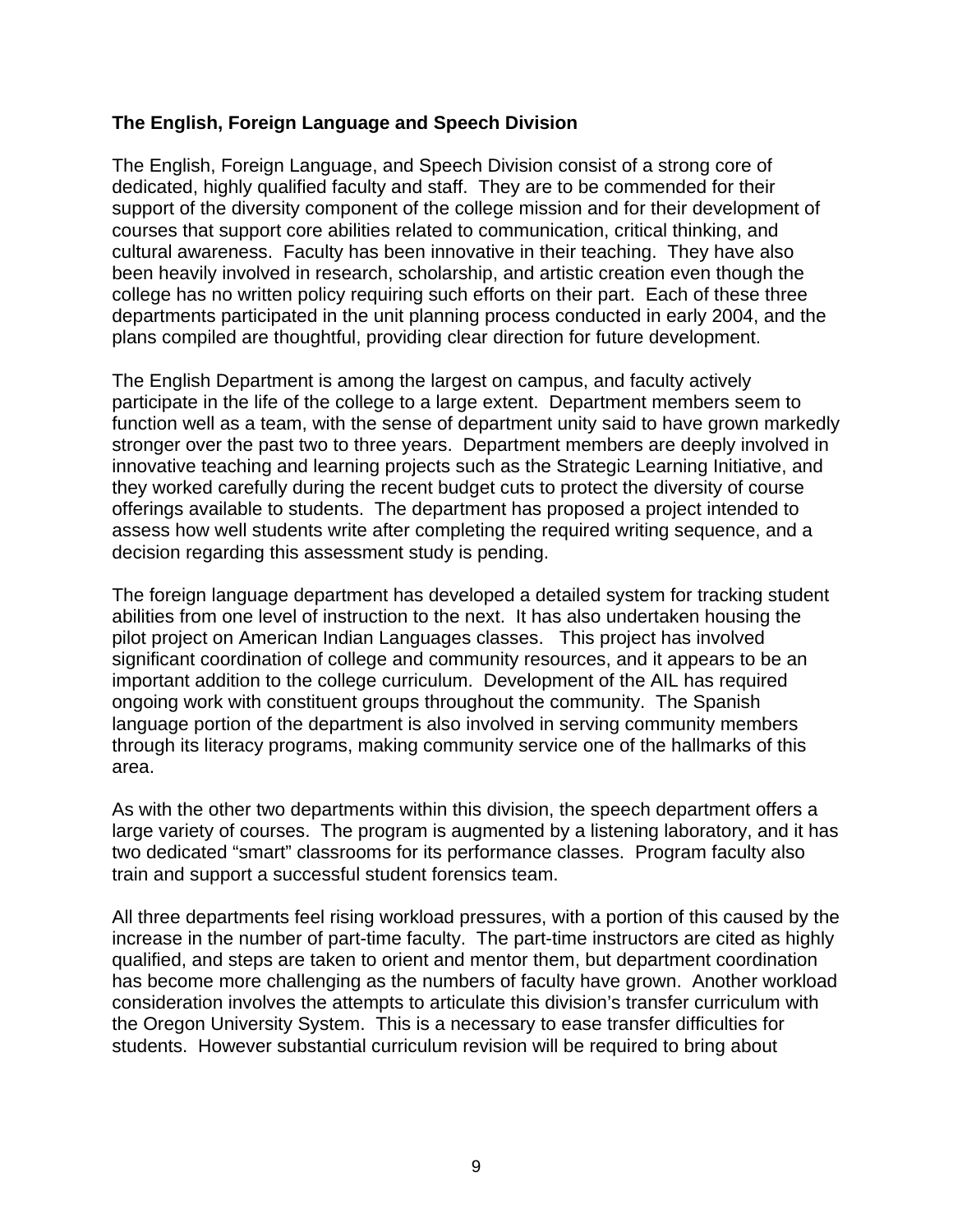**The English, Foreign Language and Speech Division**

The English, Foreign Language, and Speech Division consist of a strong core of dedicated, highly qualified faculty and staff. They are to be commended for their support of the diversity component of the college mission and for their development of courses that support core abilities related to communication, critical thinking, and cultural awareness. Faculty has been innovative in their teaching. They have also been heavily involved in research, scholarship, and artistic creation even though the college has no written policy requiring such efforts on their part. Each of these three departments participated in the unit planning process conducted in early 2004, and the plans compiled are thoughtful, providing clear direction for future development.

The English Department is among the largest on campus, and faculty actively participate in the life of the college to a large extent. Department members seem to function well as a team, with the sense of department unity said to have grown markedly stronger over the past two to three years. Department members are deeply involved in innovative teaching and learning projects such as the Strategic Learning Initiative, and they worked carefully during the recent budget cuts to protect the diversity of course offerings available to students. The department has proposed a project intended to assess how well students write after completing the required writing sequence, and a decision regarding this assessment study is pending.

The foreign language department has developed a detailed system for tracking student abilities from one level of instruction to the next. It has also undertaken housing the pilot project on American Indian Languages classes. This project has involved significant coordination of college and community resources, and it appears to be an important addition to the college curriculum. Development of the AIL has required ongoing work with constituent groups throughout the community. The Spanish language portion of the department is also involved in serving community members through its literacy programs, making community service one of the hallmarks of this area.

As with the other two departments within this division, the speech department offers a large variety of courses. The program is augmented by a listening laboratory, and it has two dedicated "smart" classrooms for its performance classes. Program faculty also train and support a successful student forensics team.

All three departments feel rising workload pressures, with a portion of this caused by the increase in the number of part-time faculty. The part-time instructors are cited as highly qualified, and steps are taken to orient and mentor them, but department coordination has become more challenging as the numbers of faculty have grown. Another workload consideration involves the attempts to articulate this division's transfer curriculum with the Oregon University System. This is a necessary to ease transfer difficulties for students. However substantial curriculum revision will be required to bring about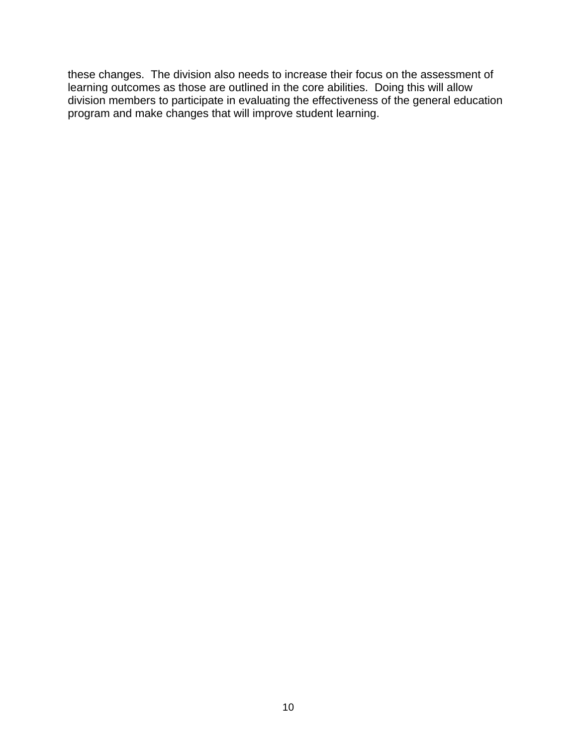these changes. The division also needs to increase their focus on the assessment of learning outcomes as those are outlined in the core abilities. Doing this will allow division members to participate in evaluating the effectiveness of the general education program and make changes that will improve student learning.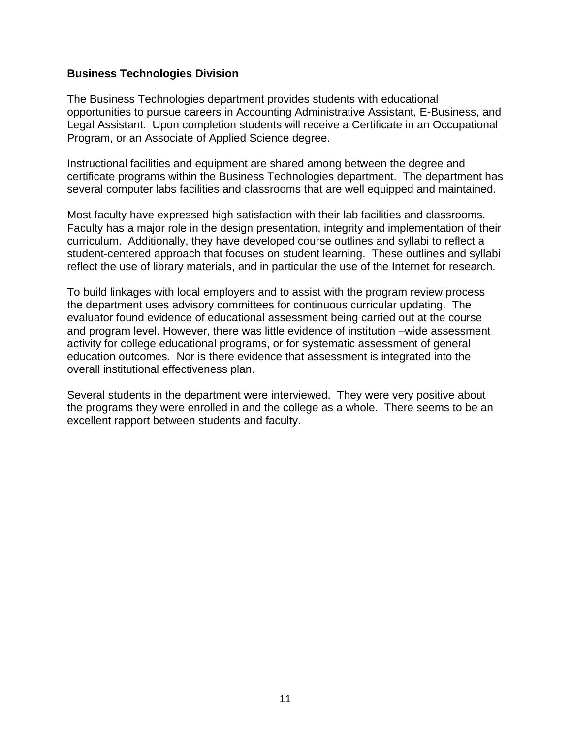**Business Technologies Division**

The Business Technologies department provides students with educational opportunities to pursue careers in Accounting Administrative Assistant, E-Business, and Legal Assistant. Upon completion students will receive a Certificate in an Occupational Program, or an Associate of Applied Science degree.

Instructional facilities and equipment are shared among between the degree and certificate programs within the Business Technologies department. The department has several computer labs facilities and classrooms that are well equipped and maintained.

Most faculty have expressed high satisfaction with their lab facilities and classrooms. Faculty has a major role in the design presentation, integrity and implementation of their curriculum. Additionally, they have developed course outlines and syllabi to reflect a student-centered approach that focuses on student learning. These outlines and syllabi reflect the use of library materials, and in particular the use of the Internet for research.

To build linkages with local employers and to assist with the program review process the department uses advisory committees for continuous curricular updating. The evaluator found evidence of educational assessment being carried out at the course and program level. However, there was little evidence of institution –wide assessment activity for college educational programs, or for systematic assessment of general education outcomes. Nor is there evidence that assessment is integrated into the overall institutional effectiveness plan.

Several students in the department were interviewed. They were very positive about the programs they were enrolled in and the college as a whole. There seems to be an excellent rapport between students and faculty.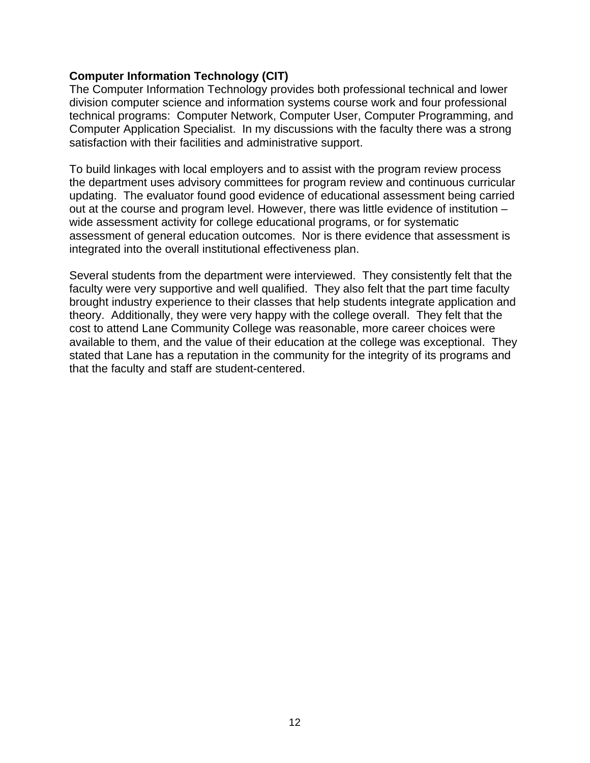**Computer Information Technology (CIT)**

The Computer Information Technology provides both professional technical and lower division computer science and information systems course work and four professional technical programs: Computer Network, Computer User, Computer Programming, and Computer Application Specialist. In my discussions with the faculty there was a strong satisfaction with their facilities and administrative support.

To build linkages with local employers and to assist with the program review process the department uses advisory committees for program review and continuous curricular updating. The evaluator found good evidence of educational assessment being carried out at the course and program level. However, there was little evidence of institution – wide assessment activity for college educational programs, or for systematic assessment of general education outcomes. Nor is there evidence that assessment is integrated into the overall institutional effectiveness plan.

Several students from the department were interviewed. They consistently felt that the faculty were very supportive and well qualified. They also felt that the part time faculty brought industry experience to their classes that help students integrate application and theory. Additionally, they were very happy with the college overall. They felt that the cost to attend Lane Community College was reasonable, more career choices were available to them, and the value of their education at the college was exceptional. They stated that Lane has a reputation in the community for the integrity of its programs and that the faculty and staff are student-centered.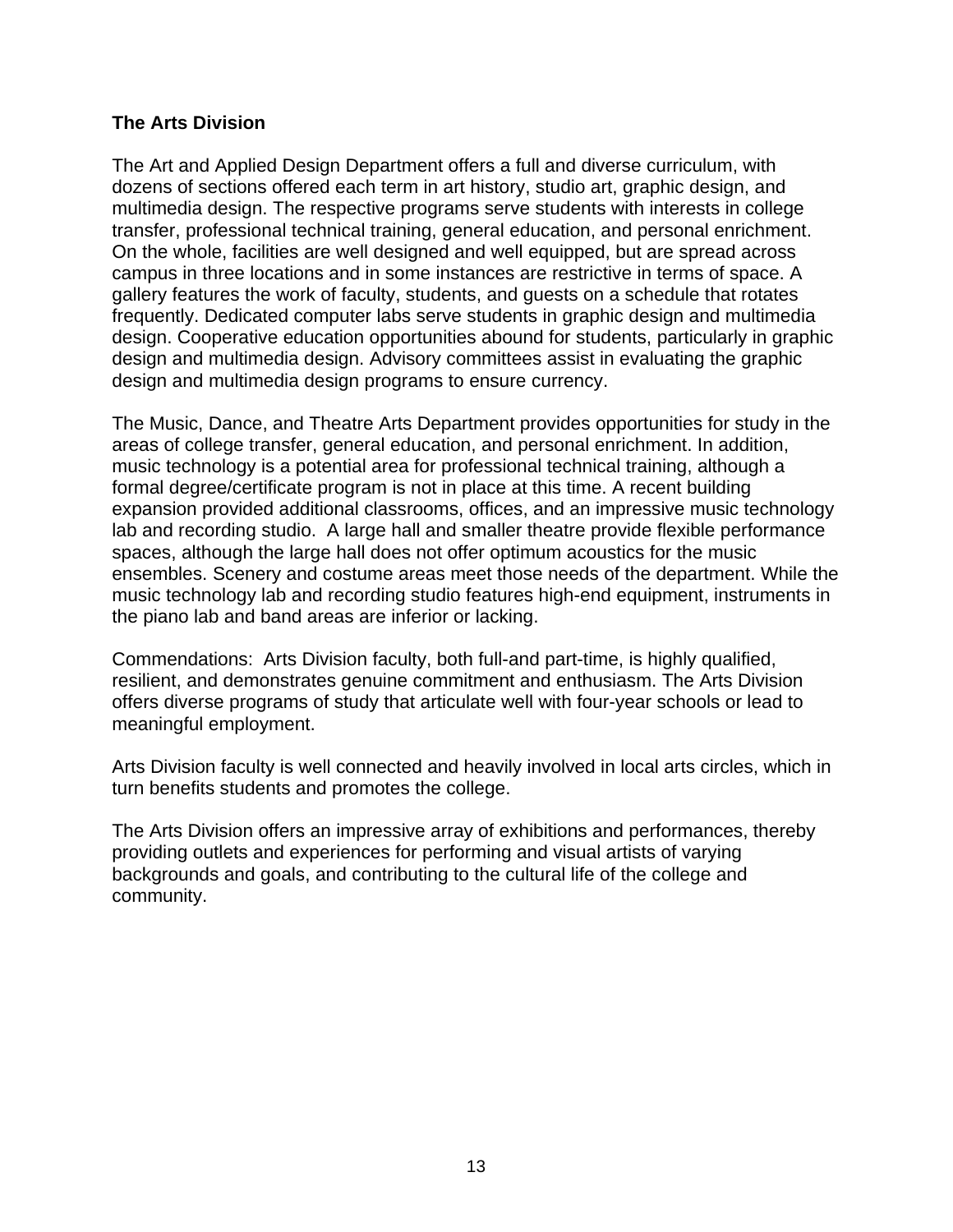**The Arts Division**

The Art and Applied Design Department offers a full and diverse curriculum, with dozens of sections offered each term in art history, studio art, graphic design, and multimedia design. The respective programs serve students with interests in college transfer, professional technical training, general education, and personal enrichment. On the whole, facilities are well designed and well equipped, but are spread across campus in three locations and in some instances are restrictive in terms of space. A gallery features the work of faculty, students, and guests on a schedule that rotates frequently. Dedicated computer labs serve students in graphic design and multimedia design. Cooperative education opportunities abound for students, particularly in graphic design and multimedia design. Advisory committees assist in evaluating the graphic design and multimedia design programs to ensure currency.

The Music, Dance, and Theatre Arts Department provides opportunities for study in the areas of college transfer, general education, and personal enrichment. In addition, music technology is a potential area for professional technical training, although a formal degree/certificate program is not in place at this time. A recent building expansion provided additional classrooms, offices, and an impressive music technology lab and recording studio. A large hall and smaller theatre provide flexible performance spaces, although the large hall does not offer optimum acoustics for the music ensembles. Scenery and costume areas meet those needs of the department. While the music technology lab and recording studio features high-end equipment, instruments in the piano lab and band areas are inferior or lacking.

Commendations: Arts Division faculty, both full-and part-time, is highly qualified, resilient, and demonstrates genuine commitment and enthusiasm. The Arts Division offers diverse programs of study that articulate well with four-year schools or lead to meaningful employment.

Arts Division faculty is well connected and heavily involved in local arts circles, which in turn benefits students and promotes the college.

The Arts Division offers an impressive array of exhibitions and performances, thereby providing outlets and experiences for performing and visual artists of varying backgrounds and goals, and contributing to the cultural life of the college and community.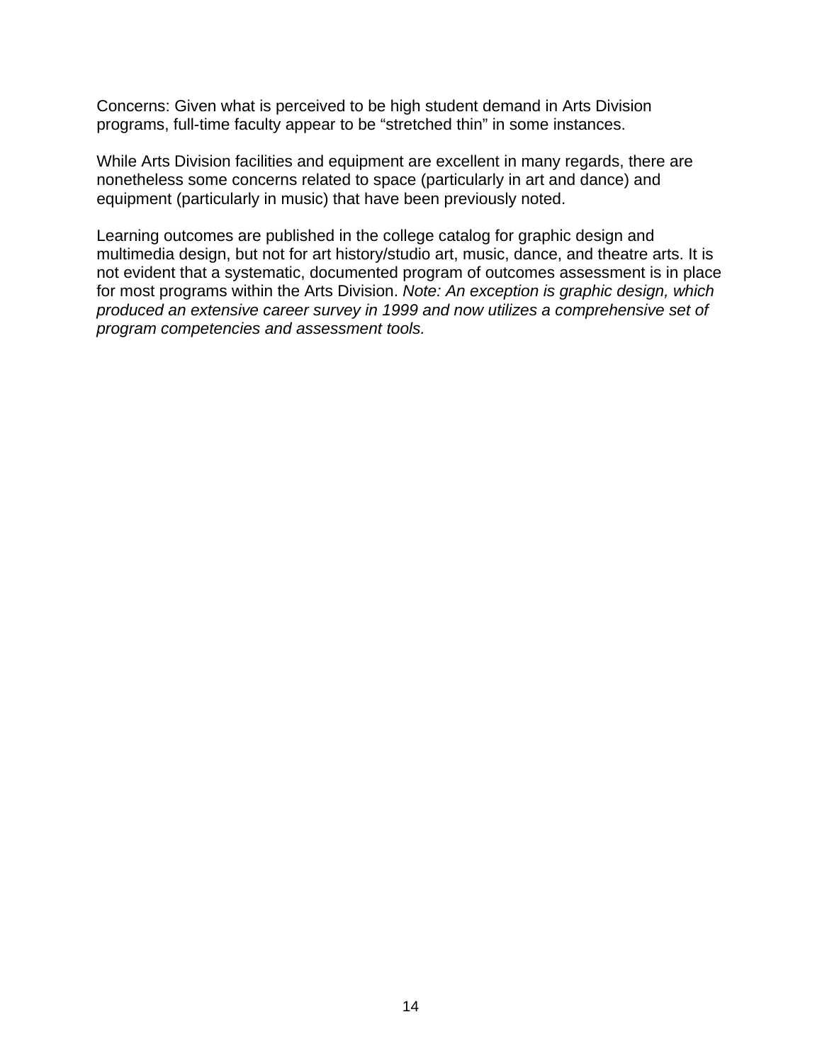Concerns: Given what is perceived to be high student demand in Arts Division programs, full-time faculty appear to be “stretched thin” in some instances.

While Arts Division facilities and equipment are excellent in many regards, there are nonetheless some concerns related to space (particularly in art and dance) and equipment (particularly in music) that have been previously noted.

Learning outcomes are published in the college catalog for graphic design and multimedia design, but not for art history/studio art, music, dance, and theatre arts. It is not evident that a systematic, documented program of outcomes assessment is in place for most programs within the Arts Division. *Note: An exception is graphic design, which produced an extensive career survey in 1999 and now utilizes a comprehensive set of program competencies and assessment tools.*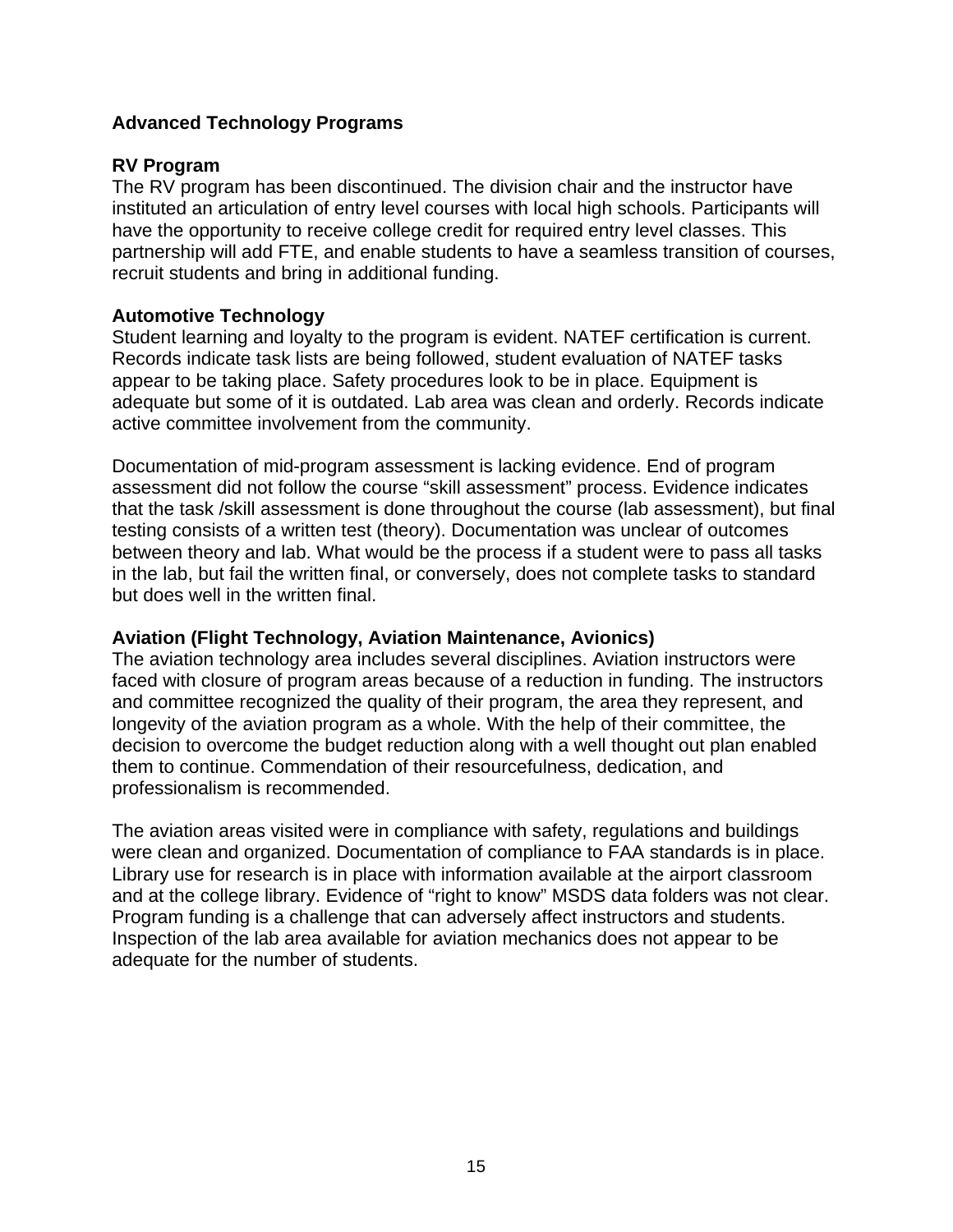## Advanced Technology Programs

### RV Program

The RV program has been discontinued. The division chair and the instructor have instituted an articulation of entry level courses with local high schools. Participants will have the opportunity to receive college credit for required entry level classes. This partnership will add FTE, and enable students to have a seamless transition of courses, recruit students and bring in additional funding.

### Automotive Technology

Student learning and loyalty to the program is evident. NATEF certification is current. Records indicate task lists are being followed, student evaluation of NATEF tasks appear to be taking place. Safety procedures look to be in place. Equipment is adequate but some of it is outdated. Lab area was clean and orderly. Records indicate active committee involvement from the community.

Documentation of mid-program assessment is lacking evidence. End of program assessment did not follow the course "skill assessment" process. Evidence indicates that the task /skill assessment is done throughout the course (lab assessment), but final testing consists of a written test (theory). Documentation was unclear of outcomes between theory and lab. What would be the process if a student were to pass all tasks in the lab, but fail the written final, or conversely, does not complete tasks to standard but does well in the written final.

### Aviation (Flight Technology, Aviation Maintenance, Avionics)

The aviation technology area includes several disciplines. Aviation instructors were faced with closure of program areas because of a reduction in funding. The instructors and committee recognized the quality of their program, the area they represent, and longevity of the aviation program as a whole. With the help of their committee, the decision to overcome the budget reduction along with a well thought out plan enabled them to continue. Commendation of their resourcefulness, dedication, and professionalism is recommended.

The aviation areas visited were in compliance with safety, regulations and buildings were clean and organized. Documentation of compliance to FAA standards is in place. Library use for research is in place with information available at the airport classroom and at the college library. Evidence of "right to know" MSDS data folders was not clear. Program funding is a challenge that can adversely affect instructors and students. Inspection of the lab area available for aviation mechanics does not appear to be adequate for the number of students.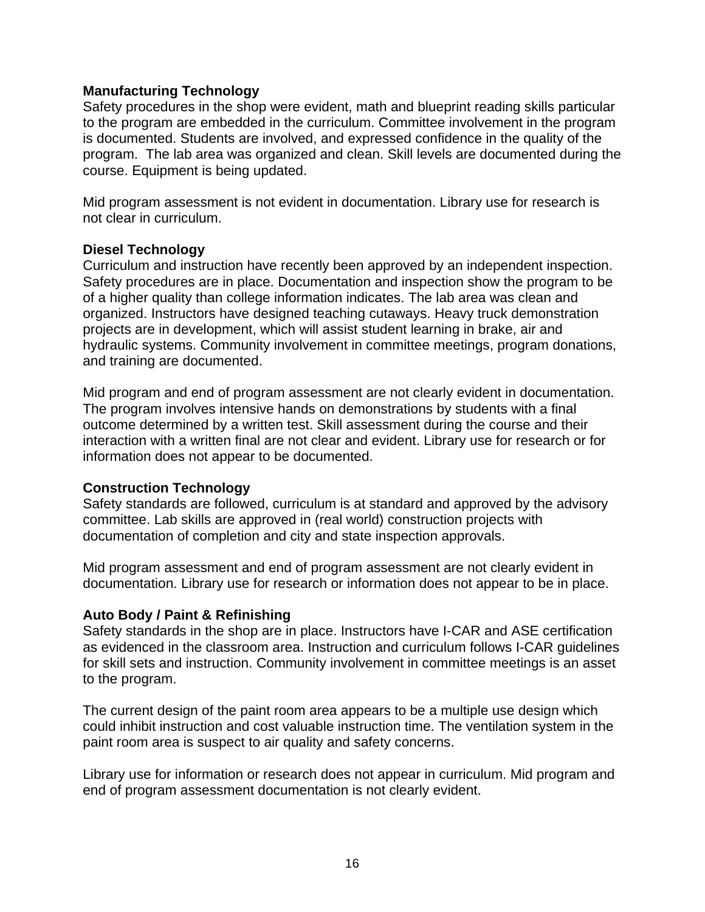**Manufacturing Technology**
Safety procedures in the shop were evident, math and blueprint reading skills particular to the program are embedded in the curriculum. Committee involvement in the program is documented. Students are involved, and expressed confidence in the quality of the program. The lab area was organized and clean. Skill levels are documented during the course. Equipment is being updated.

Mid program assessment is not evident in documentation. Library use for research is not clear in curriculum.

**Diesel Technology**
Curriculum and instruction have recently been approved by an independent inspection. Safety procedures are in place. Documentation and inspection show the program to be of a higher quality than college information indicates. The lab area was clean and organized. Instructors have designed teaching cutaways. Heavy truck demonstration projects are in development, which will assist student learning in brake, air and hydraulic systems. Community involvement in committee meetings, program donations, and training are documented.

Mid program and end of program assessment are not clearly evident in documentation. The program involves intensive hands on demonstrations by students with a final outcome determined by a written test. Skill assessment during the course and their interaction with a written final are not clear and evident. Library use for research or for information does not appear to be documented.

**Construction Technology**
Safety standards are followed, curriculum is at standard and approved by the advisory committee. Lab skills are approved in (real world) construction projects with documentation of completion and city and state inspection approvals.

Mid program assessment and end of program assessment are not clearly evident in documentation. Library use for research or information does not appear to be in place.

**Auto Body / Paint & Refinishing**
Safety standards in the shop are in place. Instructors have I-CAR and ASE certification as evidenced in the classroom area. Instruction and curriculum follows I-CAR guidelines for skill sets and instruction. Community involvement in committee meetings is an asset to the program.

The current design of the paint room area appears to be a multiple use design which could inhibit instruction and cost valuable instruction time. The ventilation system in the paint room area is suspect to air quality and safety concerns.

Library use for information or research does not appear in curriculum. Mid program and end of program assessment documentation is not clearly evident.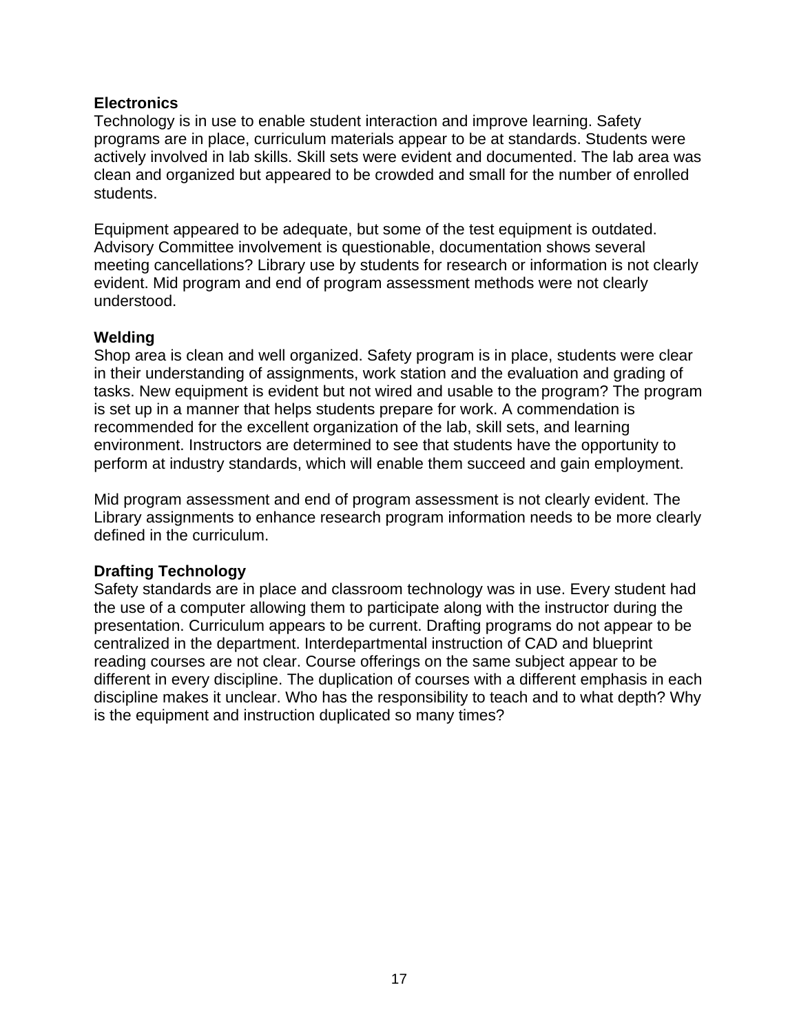**Electronics**

Technology is in use to enable student interaction and improve learning. Safety programs are in place, curriculum materials appear to be at standards. Students were actively involved in lab skills. Skill sets were evident and documented. The lab area was clean and organized but appeared to be crowded and small for the number of enrolled students.

Equipment appeared to be adequate, but some of the test equipment is outdated. Advisory Committee involvement is questionable, documentation shows several meeting cancellations? Library use by students for research or information is not clearly evident. Mid program and end of program assessment methods were not clearly understood.

**Welding**

Shop area is clean and well organized. Safety program is in place, students were clear in their understanding of assignments, work station and the evaluation and grading of tasks. New equipment is evident but not wired and usable to the program? The program is set up in a manner that helps students prepare for work. A commendation is recommended for the excellent organization of the lab, skill sets, and learning environment. Instructors are determined to see that students have the opportunity to perform at industry standards, which will enable them succeed and gain employment.

Mid program assessment and end of program assessment is not clearly evident. The Library assignments to enhance research program information needs to be more clearly defined in the curriculum.

**Drafting Technology**

Safety standards are in place and classroom technology was in use. Every student had the use of a computer allowing them to participate along with the instructor during the presentation. Curriculum appears to be current. Drafting programs do not appear to be centralized in the department. Interdepartmental instruction of CAD and blueprint reading courses are not clear. Course offerings on the same subject appear to be different in every discipline. The duplication of courses with a different emphasis in each discipline makes it unclear. Who has the responsibility to teach and to what depth? Why is the equipment and instruction duplicated so many times?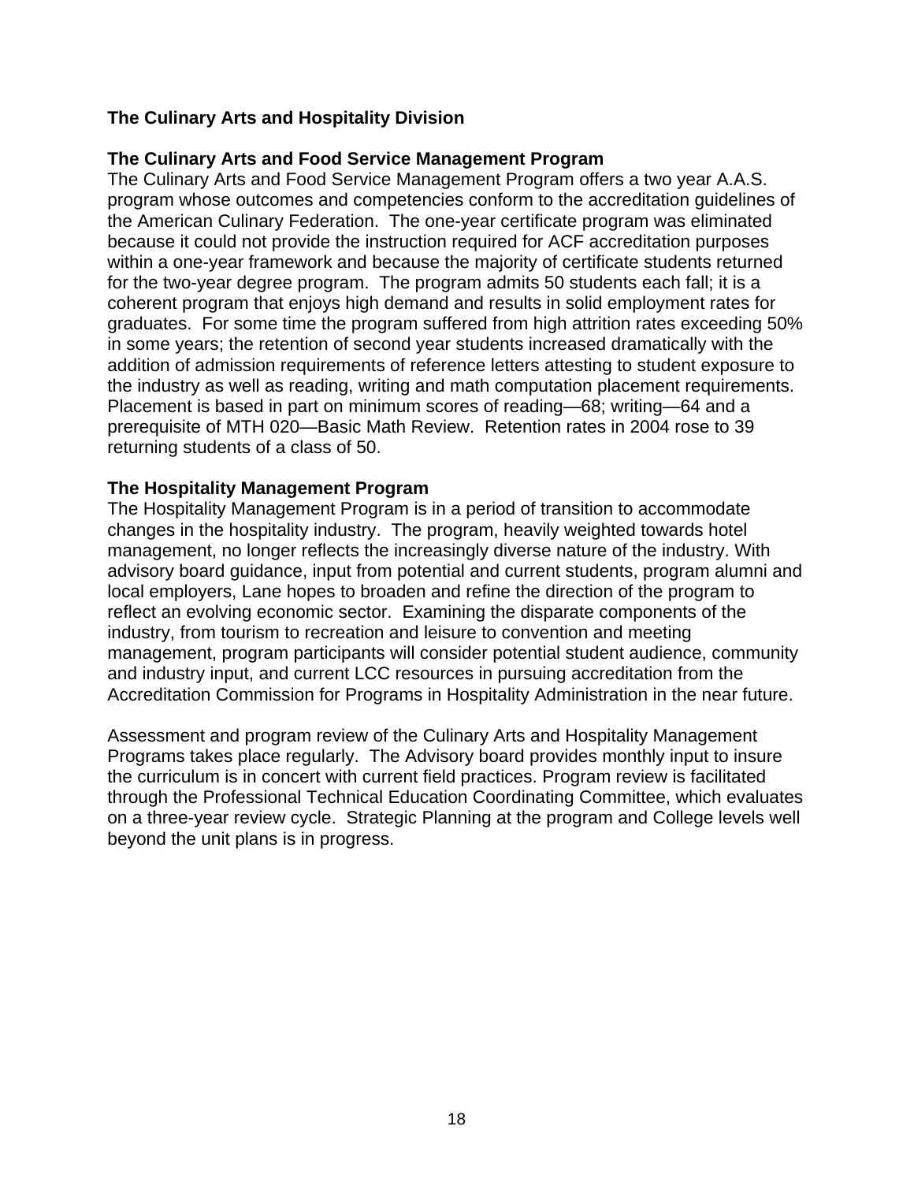## The Culinary Arts and Hospitality Division

### The Culinary Arts and Food Service Management Program

The Culinary Arts and Food Service Management Program offers a two year A.A.S. program whose outcomes and competencies conform to the accreditation guidelines of the American Culinary Federation. The one-year certificate program was eliminated because it could not provide the instruction required for ACF accreditation purposes within a one-year framework and because the majority of certificate students returned for the two-year degree program. The program admits 50 students each fall; it is a coherent program that enjoys high demand and results in solid employment rates for graduates. For some time the program suffered from high attrition rates exceeding 50% in some years; the retention of second year students increased dramatically with the addition of admission requirements of reference letters attesting to student exposure to the industry as well as reading, writing and math computation placement requirements. Placement is based in part on minimum scores of reading—68; writing—64 and a prerequisite of MTH 020—Basic Math Review. Retention rates in 2004 rose to 39 returning students of a class of 50.

### The Hospitality Management Program

The Hospitality Management Program is in a period of transition to accommodate changes in the hospitality industry. The program, heavily weighted towards hotel management, no longer reflects the increasingly diverse nature of the industry. With advisory board guidance, input from potential and current students, program alumni and local employers, Lane hopes to broaden and refine the direction of the program to reflect an evolving economic sector. Examining the disparate components of the industry, from tourism to recreation and leisure to convention and meeting management, program participants will consider potential student audience, community and industry input, and current LCC resources in pursuing accreditation from the Accreditation Commission for Programs in Hospitality Administration in the near future.

Assessment and program review of the Culinary Arts and Hospitality Management Programs takes place regularly. The Advisory board provides monthly input to insure the curriculum is in concert with current field practices. Program review is facilitated through the Professional Technical Education Coordinating Committee, which evaluates on a three-year review cycle. Strategic Planning at the program and College levels well beyond the unit plans is in progress.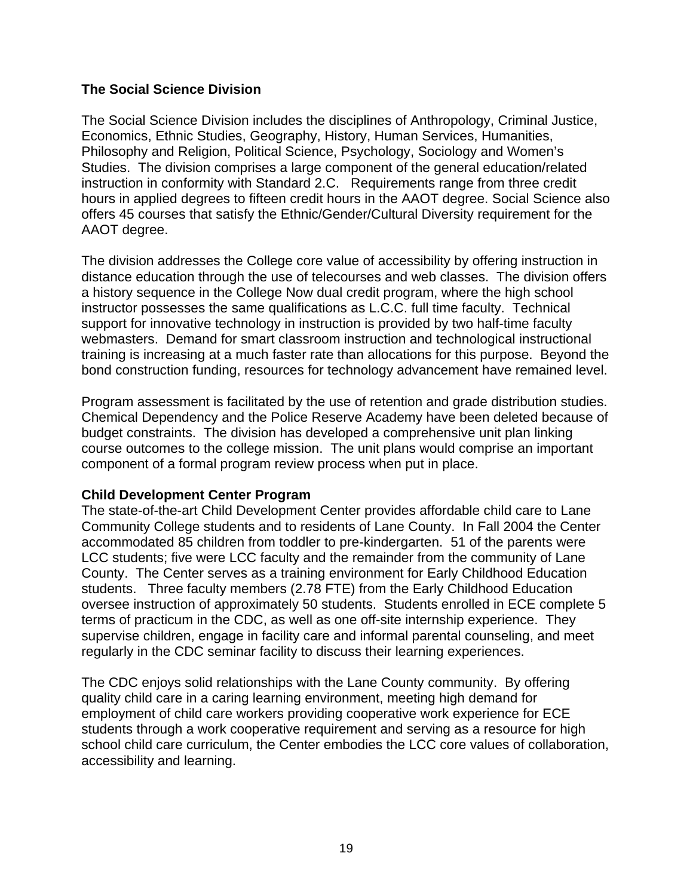**The Social Science Division**

The Social Science Division includes the disciplines of Anthropology, Criminal Justice, Economics, Ethnic Studies, Geography, History, Human Services, Humanities, Philosophy and Religion, Political Science, Psychology, Sociology and Women's Studies. The division comprises a large component of the general education/related instruction in conformity with Standard 2.C. Requirements range from three credit hours in applied degrees to fifteen credit hours in the AAOT degree. Social Science also offers 45 courses that satisfy the Ethnic/Gender/Cultural Diversity requirement for the AAOT degree.

The division addresses the College core value of accessibility by offering instruction in distance education through the use of telecourses and web classes. The division offers a history sequence in the College Now dual credit program, where the high school instructor possesses the same qualifications as L.C.C. full time faculty. Technical support for innovative technology in instruction is provided by two half-time faculty webmasters. Demand for smart classroom instruction and technological instructional training is increasing at a much faster rate than allocations for this purpose. Beyond the bond construction funding, resources for technology advancement have remained level.

Program assessment is facilitated by the use of retention and grade distribution studies. Chemical Dependency and the Police Reserve Academy have been deleted because of budget constraints. The division has developed a comprehensive unit plan linking course outcomes to the college mission. The unit plans would comprise an important component of a formal program review process when put in place.

**Child Development Center Program**

The state-of-the-art Child Development Center provides affordable child care to Lane Community College students and to residents of Lane County. In Fall 2004 the Center accommodated 85 children from toddler to pre-kindergarten. 51 of the parents were LCC students; five were LCC faculty and the remainder from the community of Lane County. The Center serves as a training environment for Early Childhood Education students. Three faculty members (2.78 FTE) from the Early Childhood Education oversee instruction of approximately 50 students. Students enrolled in ECE complete 5 terms of practicum in the CDC, as well as one off-site internship experience. They supervise children, engage in facility care and informal parental counseling, and meet regularly in the CDC seminar facility to discuss their learning experiences.

The CDC enjoys solid relationships with the Lane County community. By offering quality child care in a caring learning environment, meeting high demand for employment of child care workers providing cooperative work experience for ECE students through a work cooperative requirement and serving as a resource for high school child care curriculum, the Center embodies the LCC core values of collaboration, accessibility and learning.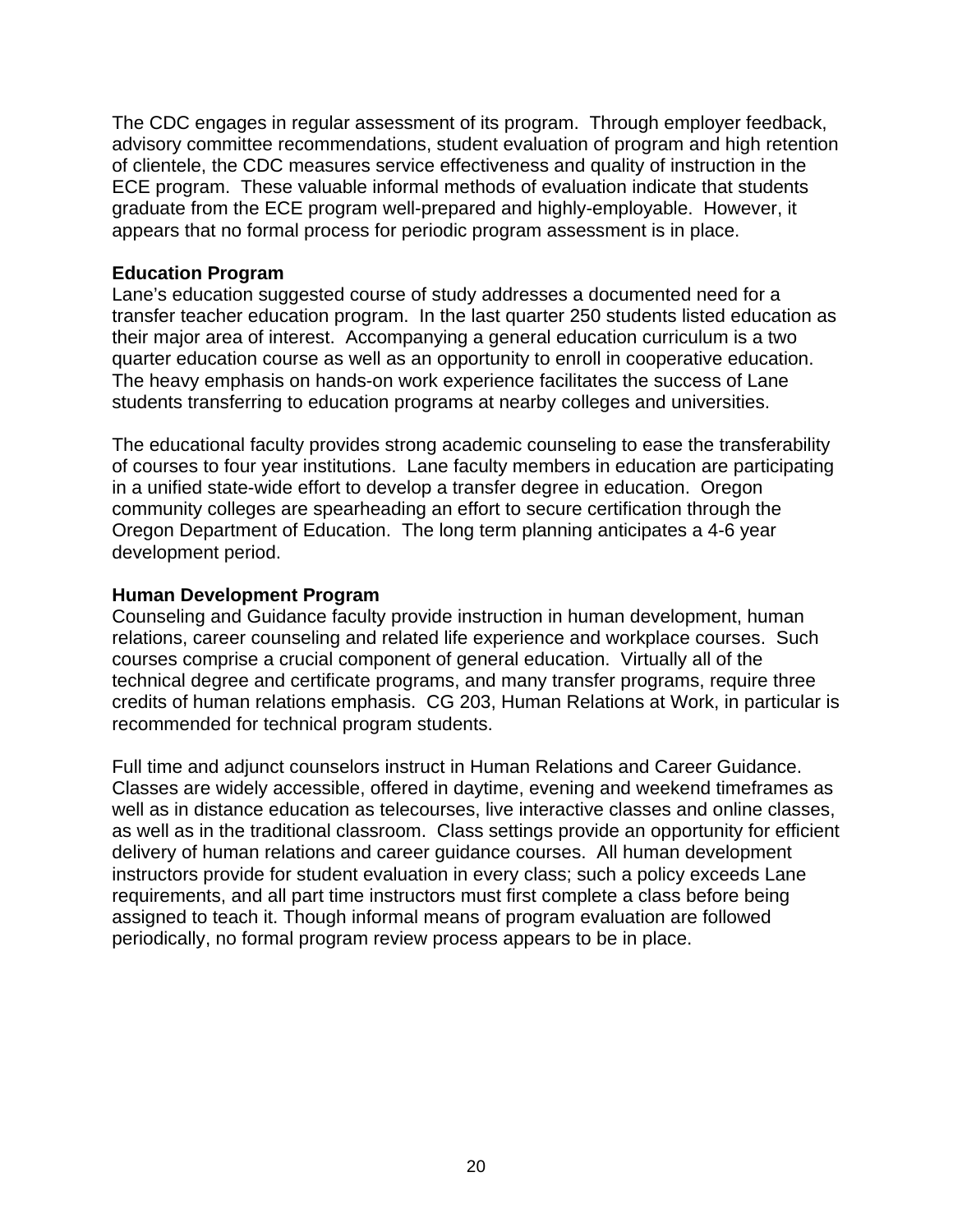The CDC engages in regular assessment of its program. Through employer feedback, advisory committee recommendations, student evaluation of program and high retention of clientele, the CDC measures service effectiveness and quality of instruction in the ECE program. These valuable informal methods of evaluation indicate that students graduate from the ECE program well-prepared and highly-employable. However, it appears that no formal process for periodic program assessment is in place.

**Education Program**

Lane's education suggested course of study addresses a documented need for a transfer teacher education program. In the last quarter 250 students listed education as their major area of interest. Accompanying a general education curriculum is a two quarter education course as well as an opportunity to enroll in cooperative education. The heavy emphasis on hands-on work experience facilitates the success of Lane students transferring to education programs at nearby colleges and universities.

The educational faculty provides strong academic counseling to ease the transferability of courses to four year institutions. Lane faculty members in education are participating in a unified state-wide effort to develop a transfer degree in education. Oregon community colleges are spearheading an effort to secure certification through the Oregon Department of Education. The long term planning anticipates a 4-6 year development period.

**Human Development Program**

Counseling and Guidance faculty provide instruction in human development, human relations, career counseling and related life experience and workplace courses. Such courses comprise a crucial component of general education. Virtually all of the technical degree and certificate programs, and many transfer programs, require three credits of human relations emphasis. CG 203, Human Relations at Work, in particular is recommended for technical program students.

Full time and adjunct counselors instruct in Human Relations and Career Guidance. Classes are widely accessible, offered in daytime, evening and weekend timeframes as well as in distance education as telecourses, live interactive classes and online classes, as well as in the traditional classroom. Class settings provide an opportunity for efficient delivery of human relations and career guidance courses. All human development instructors provide for student evaluation in every class; such a policy exceeds Lane requirements, and all part time instructors must first complete a class before being assigned to teach it. Though informal means of program evaluation are followed periodically, no formal program review process appears to be in place.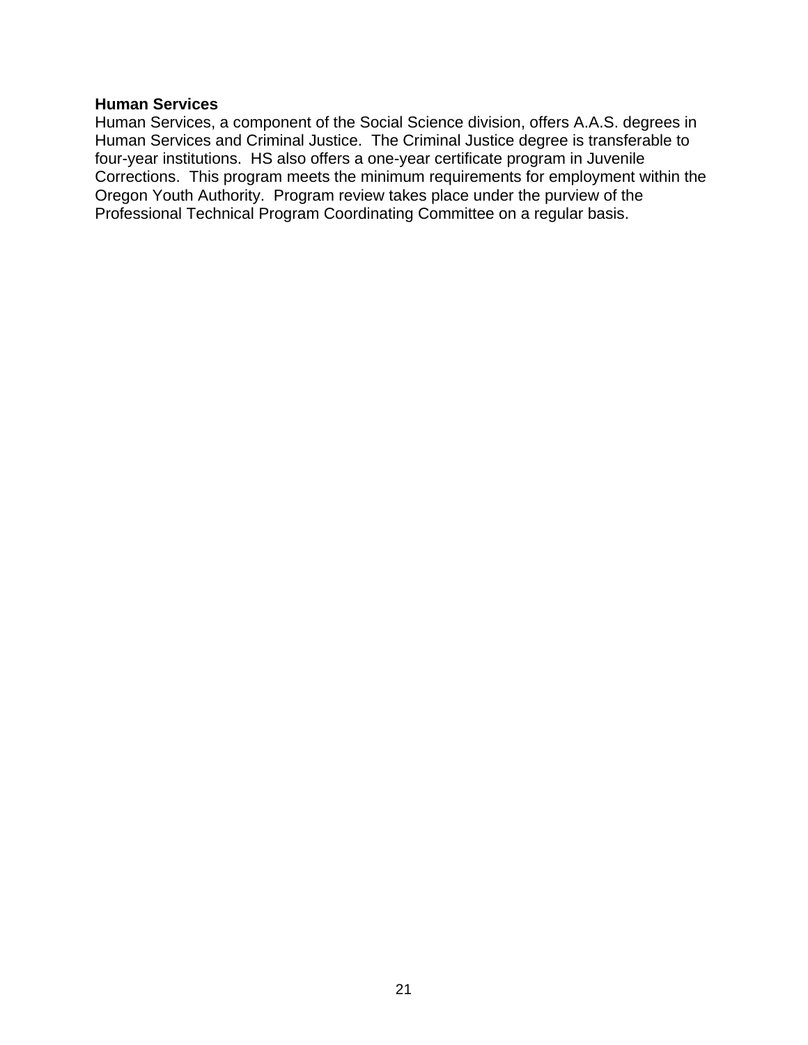**Human Services**

Human Services, a component of the Social Science division, offers A.A.S. degrees in Human Services and Criminal Justice. The Criminal Justice degree is transferable to four-year institutions. HS also offers a one-year certificate program in Juvenile Corrections. This program meets the minimum requirements for employment within the Oregon Youth Authority. Program review takes place under the purview of the Professional Technical Program Coordinating Committee on a regular basis.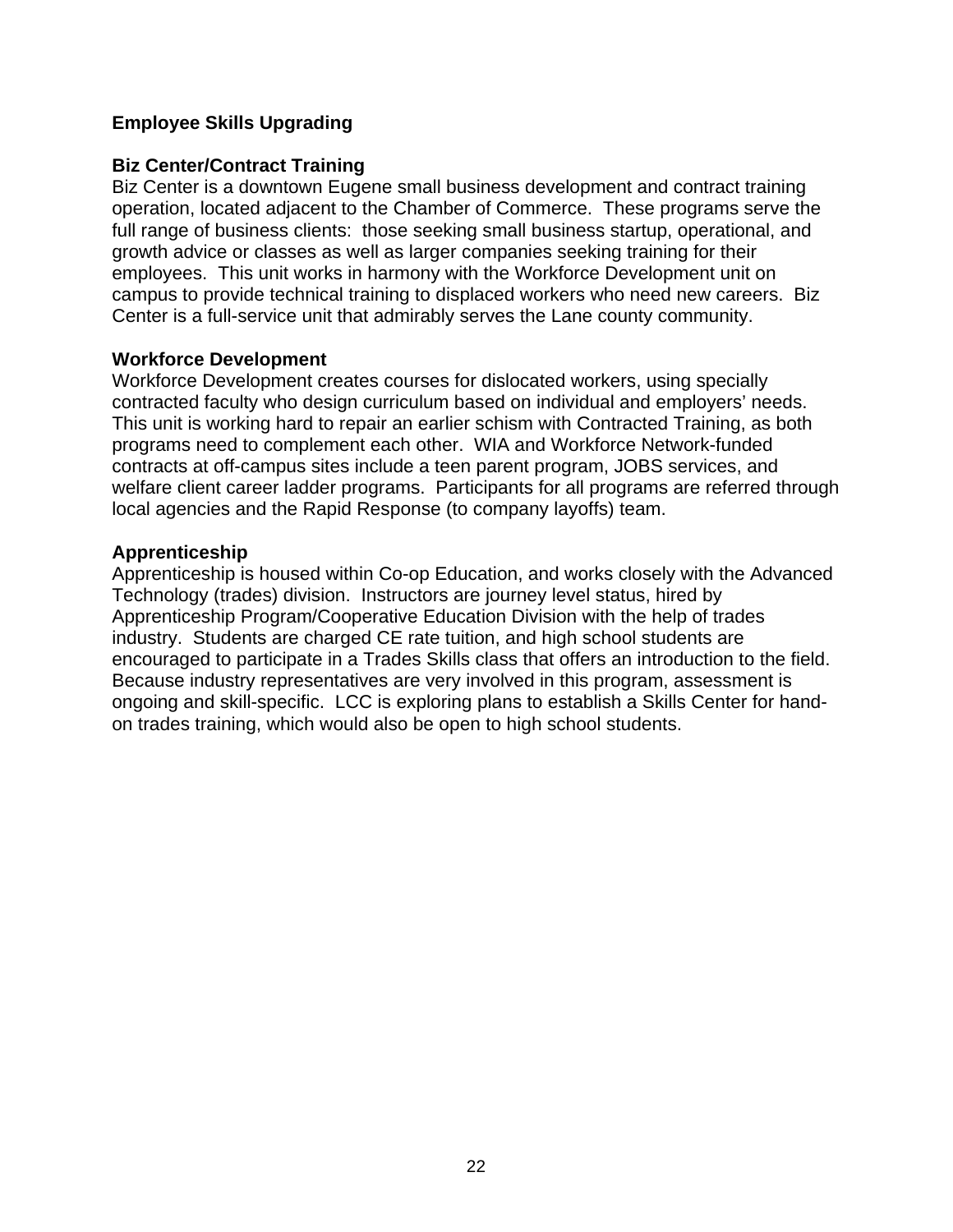## Employee Skills Upgrading

### Biz Center/Contract Training

Biz Center is a downtown Eugene small business development and contract training operation, located adjacent to the Chamber of Commerce. These programs serve the full range of business clients: those seeking small business startup, operational, and growth advice or classes as well as larger companies seeking training for their employees. This unit works in harmony with the Workforce Development unit on campus to provide technical training to displaced workers who need new careers. Biz Center is a full-service unit that admirably serves the Lane county community.

### Workforce Development

Workforce Development creates courses for dislocated workers, using specially contracted faculty who design curriculum based on individual and employers' needs. This unit is working hard to repair an earlier schism with Contracted Training, as both programs need to complement each other. WIA and Workforce Network-funded contracts at off-campus sites include a teen parent program, JOBS services, and welfare client career ladder programs. Participants for all programs are referred through local agencies and the Rapid Response (to company layoffs) team.

### Apprenticeship

Apprenticeship is housed within Co-op Education, and works closely with the Advanced Technology (trades) division. Instructors are journey level status, hired by Apprenticeship Program/Cooperative Education Division with the help of trades industry. Students are charged CE rate tuition, and high school students are encouraged to participate in a Trades Skills class that offers an introduction to the field. Because industry representatives are very involved in this program, assessment is ongoing and skill-specific. LCC is exploring plans to establish a Skills Center for hand-on trades training, which would also be open to high school students.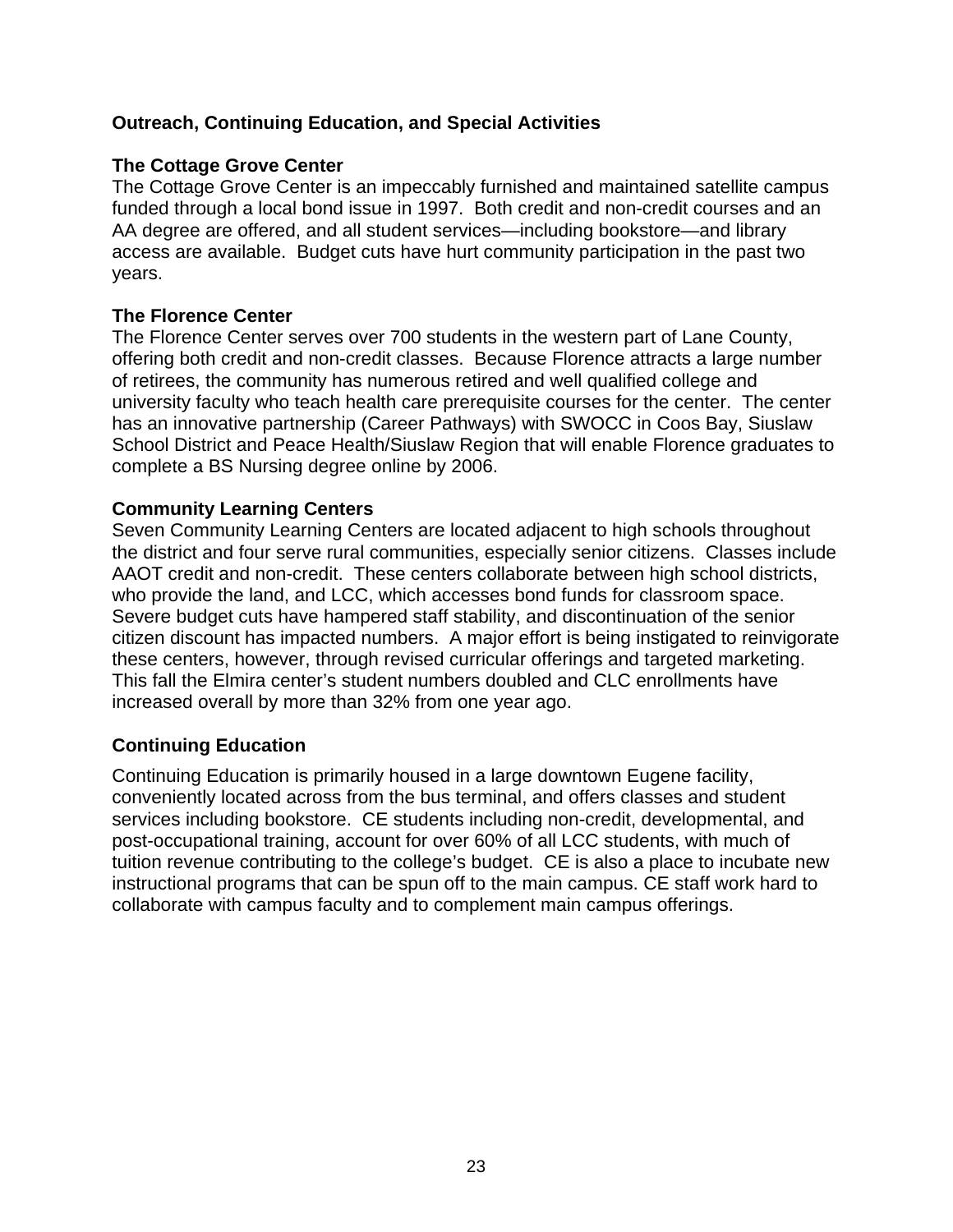## Outreach, Continuing Education, and Special Activities

### The Cottage Grove Center

The Cottage Grove Center is an impeccably furnished and maintained satellite campus funded through a local bond issue in 1997. Both credit and non-credit courses and an AA degree are offered, and all student services—including bookstore—and library access are available. Budget cuts have hurt community participation in the past two years.

### The Florence Center

The Florence Center serves over 700 students in the western part of Lane County, offering both credit and non-credit classes. Because Florence attracts a large number of retirees, the community has numerous retired and well qualified college and university faculty who teach health care prerequisite courses for the center. The center has an innovative partnership (Career Pathways) with SWOCC in Coos Bay, Siuslaw School District and Peace Health/Siuslaw Region that will enable Florence graduates to complete a BS Nursing degree online by 2006.

### Community Learning Centers

Seven Community Learning Centers are located adjacent to high schools throughout the district and four serve rural communities, especially senior citizens. Classes include AAOT credit and non-credit. These centers collaborate between high school districts, who provide the land, and LCC, which accesses bond funds for classroom space. Severe budget cuts have hampered staff stability, and discontinuation of the senior citizen discount has impacted numbers. A major effort is being instigated to reinvigorate these centers, however, through revised curricular offerings and targeted marketing. This fall the Elmira center's student numbers doubled and CLC enrollments have increased overall by more than 32% from one year ago.

### Continuing Education

Continuing Education is primarily housed in a large downtown Eugene facility, conveniently located across from the bus terminal, and offers classes and student services including bookstore. CE students including non-credit, developmental, and post-occupational training, account for over 60% of all LCC students, with much of tuition revenue contributing to the college's budget. CE is also a place to incubate new instructional programs that can be spun off to the main campus. CE staff work hard to collaborate with campus faculty and to complement main campus offerings.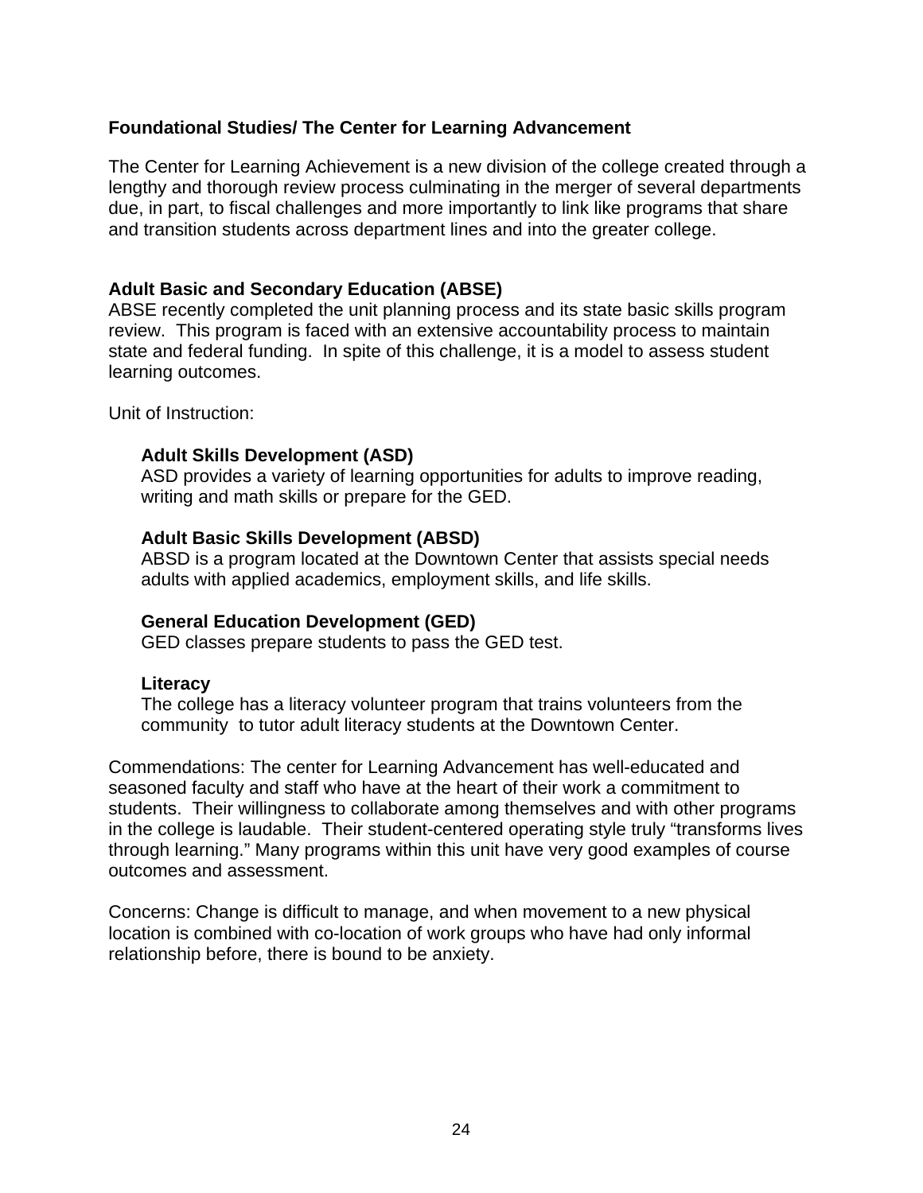**Foundational Studies/ The Center for Learning Advancement**

The Center for Learning Achievement is a new division of the college created through a lengthy and thorough review process culminating in the merger of several departments due, in part, to fiscal challenges and more importantly to link like programs that share and transition students across department lines and into the greater college.

**Adult Basic and Secondary Education (ABSE)**
ABSE recently completed the unit planning process and its state basic skills program review. This program is faced with an extensive accountability process to maintain state and federal funding. In spite of this challenge, it is a model to assess student learning outcomes.

Unit of Instruction:

> **Adult Skills Development (ASD)**
> ASD provides a variety of learning opportunities for adults to improve reading, writing and math skills or prepare for the GED.
>
> **Adult Basic Skills Development (ABSD)**
> ABSD is a program located at the Downtown Center that assists special needs adults with applied academics, employment skills, and life skills.
>
> **General Education Development (GED)**
> GED classes prepare students to pass the GED test.
>
> **Literacy**
> The college has a literacy volunteer program that trains volunteers from the community to tutor adult literacy students at the Downtown Center.

Commendations: The center for Learning Advancement has well-educated and seasoned faculty and staff who have at the heart of their work a commitment to students. Their willingness to collaborate among themselves and with other programs in the college is laudable. Their student-centered operating style truly "transforms lives through learning." Many programs within this unit have very good examples of course outcomes and assessment.

Concerns: Change is difficult to manage, and when movement to a new physical location is combined with co-location of work groups who have had only informal relationship before, there is bound to be anxiety.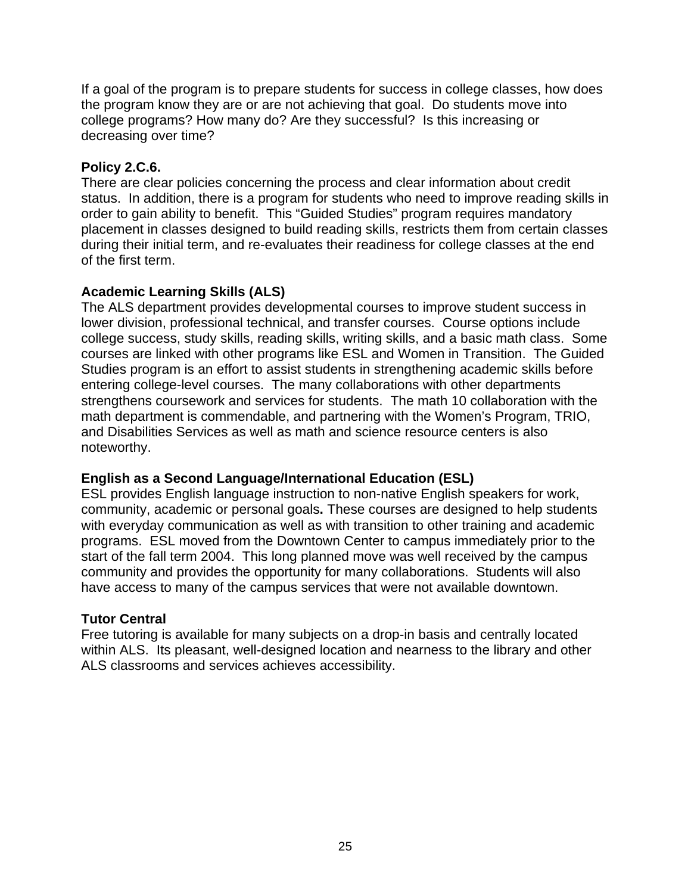If a goal of the program is to prepare students for success in college classes, how does the program know they are or are not achieving that goal. Do students move into college programs? How many do? Are they successful? Is this increasing or decreasing over time?

**Policy 2.C.6.**
There are clear policies concerning the process and clear information about credit status. In addition, there is a program for students who need to improve reading skills in order to gain ability to benefit. This "Guided Studies" program requires mandatory placement in classes designed to build reading skills, restricts them from certain classes during their initial term, and re-evaluates their readiness for college classes at the end of the first term.

**Academic Learning Skills (ALS)**
The ALS department provides developmental courses to improve student success in lower division, professional technical, and transfer courses. Course options include college success, study skills, reading skills, writing skills, and a basic math class. Some courses are linked with other programs like ESL and Women in Transition. The Guided Studies program is an effort to assist students in strengthening academic skills before entering college-level courses. The many collaborations with other departments strengthens coursework and services for students. The math 10 collaboration with the math department is commendable, and partnering with the Women's Program, TRIO, and Disabilities Services as well as math and science resource centers is also noteworthy.

**English as a Second Language/International Education (ESL)**
ESL provides English language instruction to non-native English speakers for work, community, academic or personal goals**.** These courses are designed to help students with everyday communication as well as with transition to other training and academic programs. ESL moved from the Downtown Center to campus immediately prior to the start of the fall term 2004. This long planned move was well received by the campus community and provides the opportunity for many collaborations. Students will also have access to many of the campus services that were not available downtown.

**Tutor Central**
Free tutoring is available for many subjects on a drop-in basis and centrally located within ALS. Its pleasant, well-designed location and nearness to the library and other ALS classrooms and services achieves accessibility.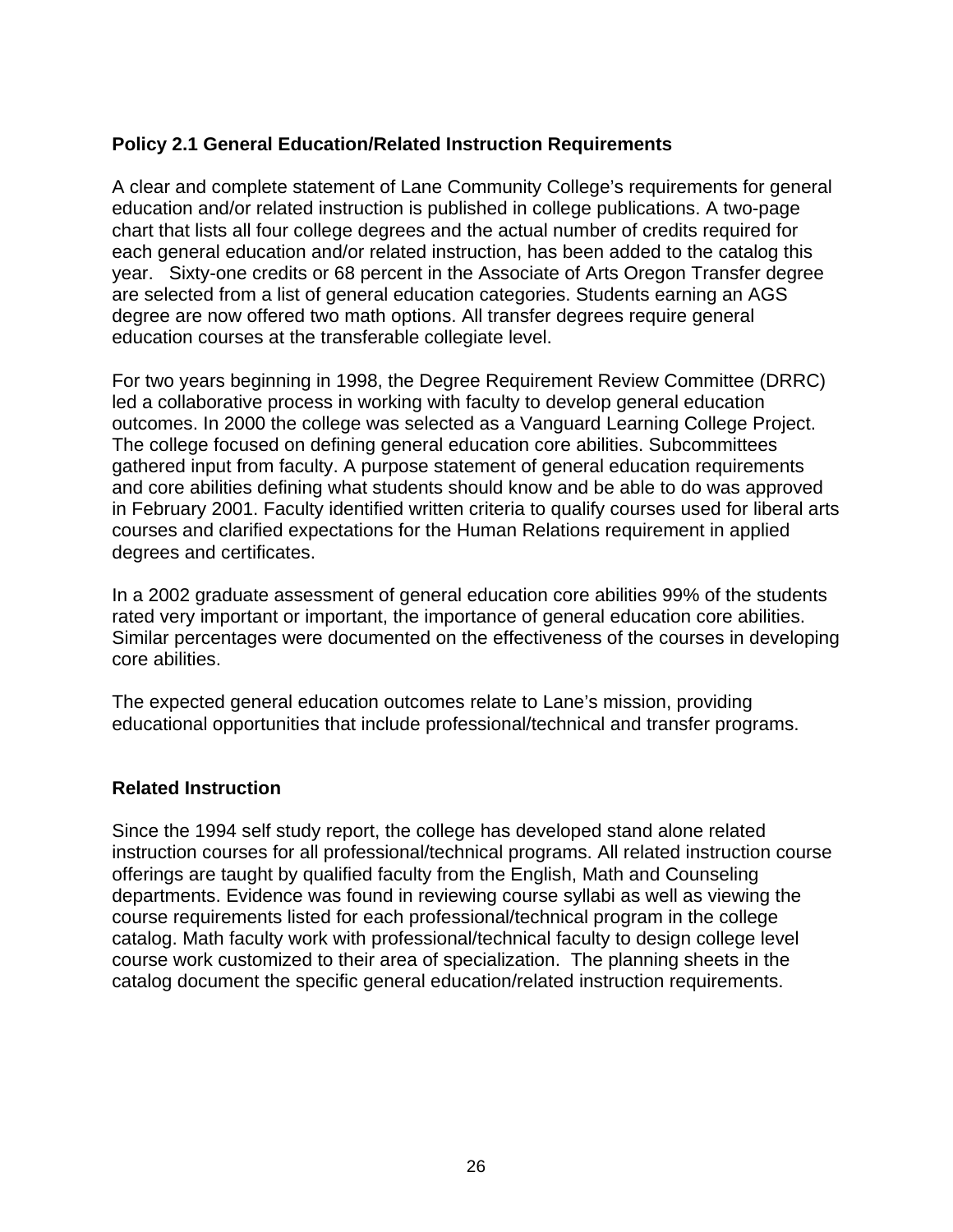### Policy 2.1 General Education/Related Instruction Requirements

A clear and complete statement of Lane Community College's requirements for general education and/or related instruction is published in college publications. A two-page chart that lists all four college degrees and the actual number of credits required for each general education and/or related instruction, has been added to the catalog this year. Sixty-one credits or 68 percent in the Associate of Arts Oregon Transfer degree are selected from a list of general education categories. Students earning an AGS degree are now offered two math options. All transfer degrees require general education courses at the transferable collegiate level.

For two years beginning in 1998, the Degree Requirement Review Committee (DRRC) led a collaborative process in working with faculty to develop general education outcomes. In 2000 the college was selected as a Vanguard Learning College Project. The college focused on defining general education core abilities. Subcommittees gathered input from faculty. A purpose statement of general education requirements and core abilities defining what students should know and be able to do was approved in February 2001. Faculty identified written criteria to qualify courses used for liberal arts courses and clarified expectations for the Human Relations requirement in applied degrees and certificates.

In a 2002 graduate assessment of general education core abilities 99% of the students rated very important or important, the importance of general education core abilities. Similar percentages were documented on the effectiveness of the courses in developing core abilities.

The expected general education outcomes relate to Lane's mission, providing educational opportunities that include professional/technical and transfer programs.

### Related Instruction

Since the 1994 self study report, the college has developed stand alone related instruction courses for all professional/technical programs. All related instruction course offerings are taught by qualified faculty from the English, Math and Counseling departments. Evidence was found in reviewing course syllabi as well as viewing the course requirements listed for each professional/technical program in the college catalog. Math faculty work with professional/technical faculty to design college level course work customized to their area of specialization. The planning sheets in the catalog document the specific general education/related instruction requirements.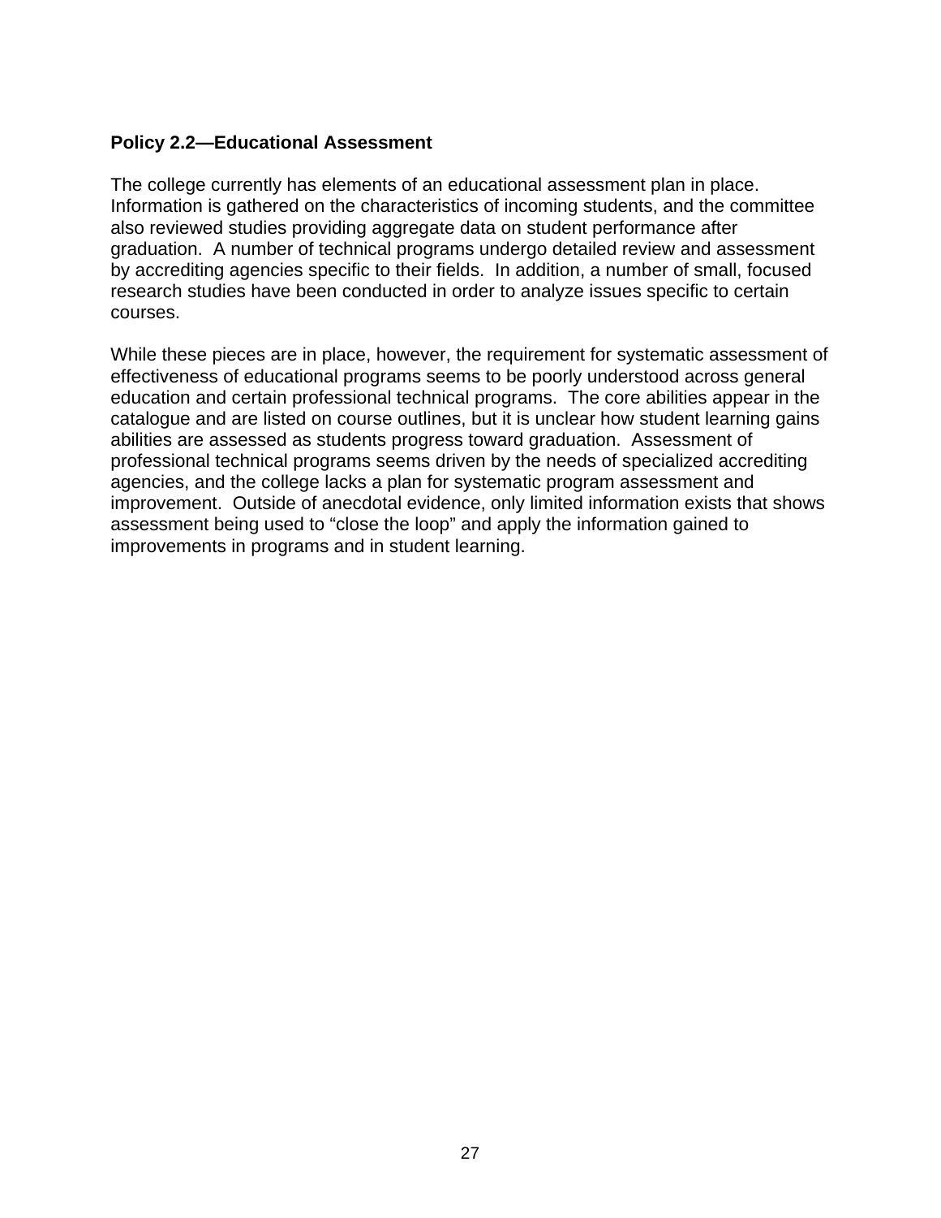**Policy 2.2—Educational Assessment**

The college currently has elements of an educational assessment plan in place. Information is gathered on the characteristics of incoming students, and the committee also reviewed studies providing aggregate data on student performance after graduation. A number of technical programs undergo detailed review and assessment by accrediting agencies specific to their fields. In addition, a number of small, focused research studies have been conducted in order to analyze issues specific to certain courses.

While these pieces are in place, however, the requirement for systematic assessment of effectiveness of educational programs seems to be poorly understood across general education and certain professional technical programs. The core abilities appear in the catalogue and are listed on course outlines, but it is unclear how student learning gains abilities are assessed as students progress toward graduation. Assessment of professional technical programs seems driven by the needs of specialized accrediting agencies, and the college lacks a plan for systematic program assessment and improvement. Outside of anecdotal evidence, only limited information exists that shows assessment being used to “close the loop” and apply the information gained to improvements in programs and in student learning.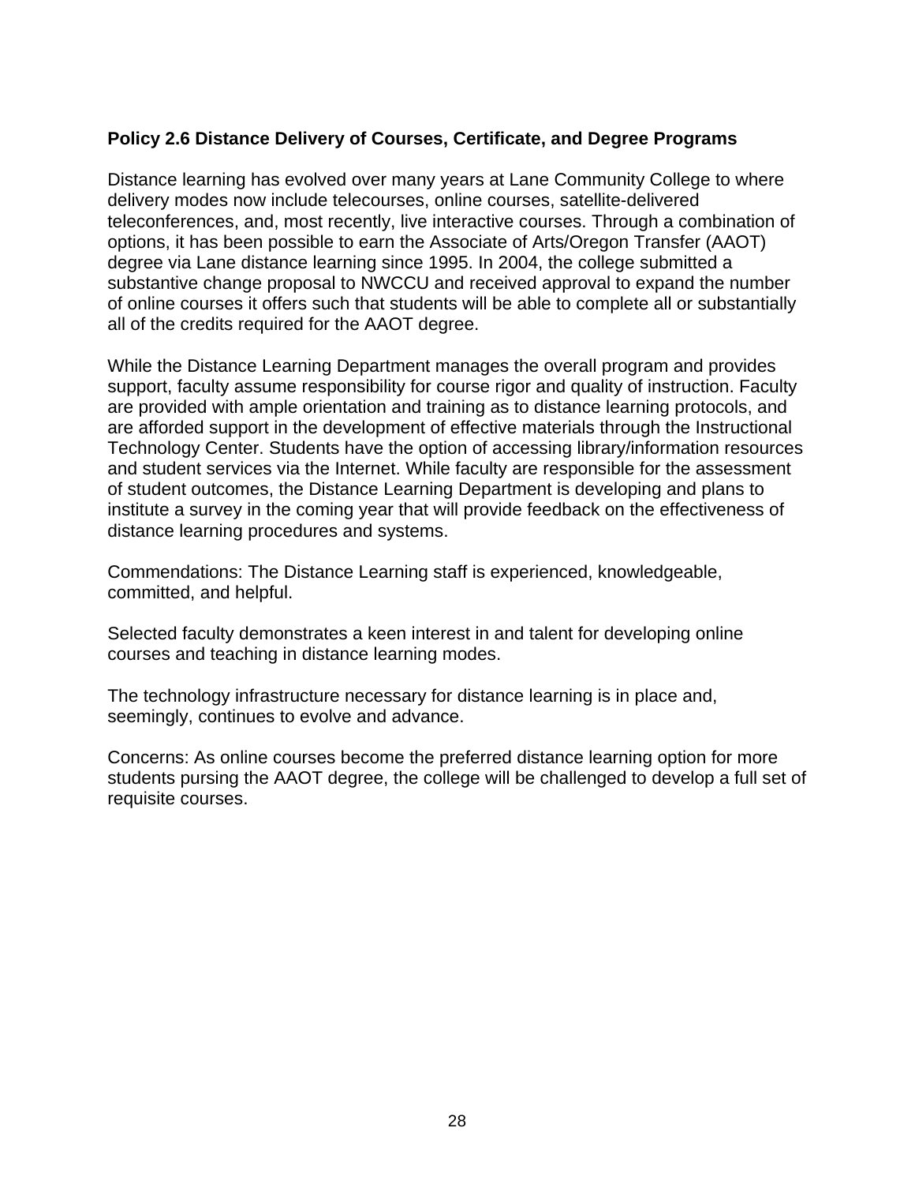**Policy 2.6 Distance Delivery of Courses, Certificate, and Degree Programs**

Distance learning has evolved over many years at Lane Community College to where delivery modes now include telecourses, online courses, satellite-delivered teleconferences, and, most recently, live interactive courses. Through a combination of options, it has been possible to earn the Associate of Arts/Oregon Transfer (AAOT) degree via Lane distance learning since 1995. In 2004, the college submitted a substantive change proposal to NWCCU and received approval to expand the number of online courses it offers such that students will be able to complete all or substantially all of the credits required for the AAOT degree.

While the Distance Learning Department manages the overall program and provides support, faculty assume responsibility for course rigor and quality of instruction. Faculty are provided with ample orientation and training as to distance learning protocols, and are afforded support in the development of effective materials through the Instructional Technology Center. Students have the option of accessing library/information resources and student services via the Internet. While faculty are responsible for the assessment of student outcomes, the Distance Learning Department is developing and plans to institute a survey in the coming year that will provide feedback on the effectiveness of distance learning procedures and systems.

Commendations: The Distance Learning staff is experienced, knowledgeable, committed, and helpful.

Selected faculty demonstrates a keen interest in and talent for developing online courses and teaching in distance learning modes.

The technology infrastructure necessary for distance learning is in place and, seemingly, continues to evolve and advance.

Concerns: As online courses become the preferred distance learning option for more students pursing the AAOT degree, the college will be challenged to develop a full set of requisite courses.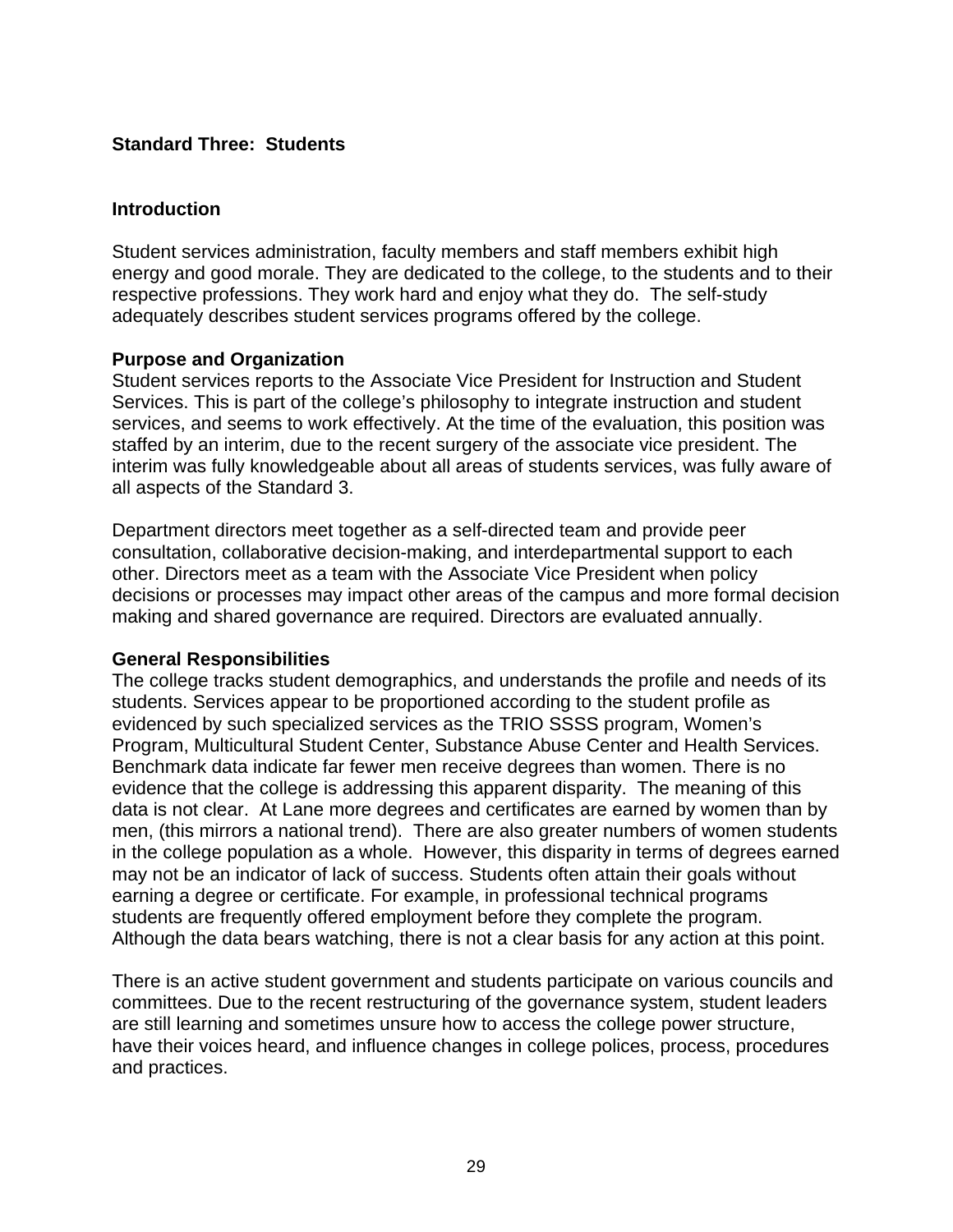## Standard Three:  Students

### Introduction

Student services administration, faculty members and staff members exhibit high energy and good morale. They are dedicated to the college, to the students and to their respective professions. They work hard and enjoy what they do.  The self-study adequately describes student services programs offered by the college.

### Purpose and Organization

Student services reports to the Associate Vice President for Instruction and Student Services. This is part of the college's philosophy to integrate instruction and student services, and seems to work effectively. At the time of the evaluation, this position was staffed by an interim, due to the recent surgery of the associate vice president. The interim was fully knowledgeable about all areas of students services, was fully aware of all aspects of the Standard 3.

Department directors meet together as a self-directed team and provide peer consultation, collaborative decision-making, and interdepartmental support to each other. Directors meet as a team with the Associate Vice President when policy decisions or processes may impact other areas of the campus and more formal decision making and shared governance are required. Directors are evaluated annually.

### General Responsibilities

The college tracks student demographics, and understands the profile and needs of its students. Services appear to be proportioned according to the student profile as evidenced by such specialized services as the TRIO SSSS program, Women's Program, Multicultural Student Center, Substance Abuse Center and Health Services. Benchmark data indicate far fewer men receive degrees than women. There is no evidence that the college is addressing this apparent disparity.  The meaning of this data is not clear.  At Lane more degrees and certificates are earned by women than by men, (this mirrors a national trend).  There are also greater numbers of women students in the college population as a whole.  However, this disparity in terms of degrees earned may not be an indicator of lack of success. Students often attain their goals without earning a degree or certificate. For example, in professional technical programs students are frequently offered employment before they complete the program. Although the data bears watching, there is not a clear basis for any action at this point.

There is an active student government and students participate on various councils and committees. Due to the recent restructuring of the governance system, student leaders are still learning and sometimes unsure how to access the college power structure, have their voices heard, and influence changes in college polices, process, procedures and practices.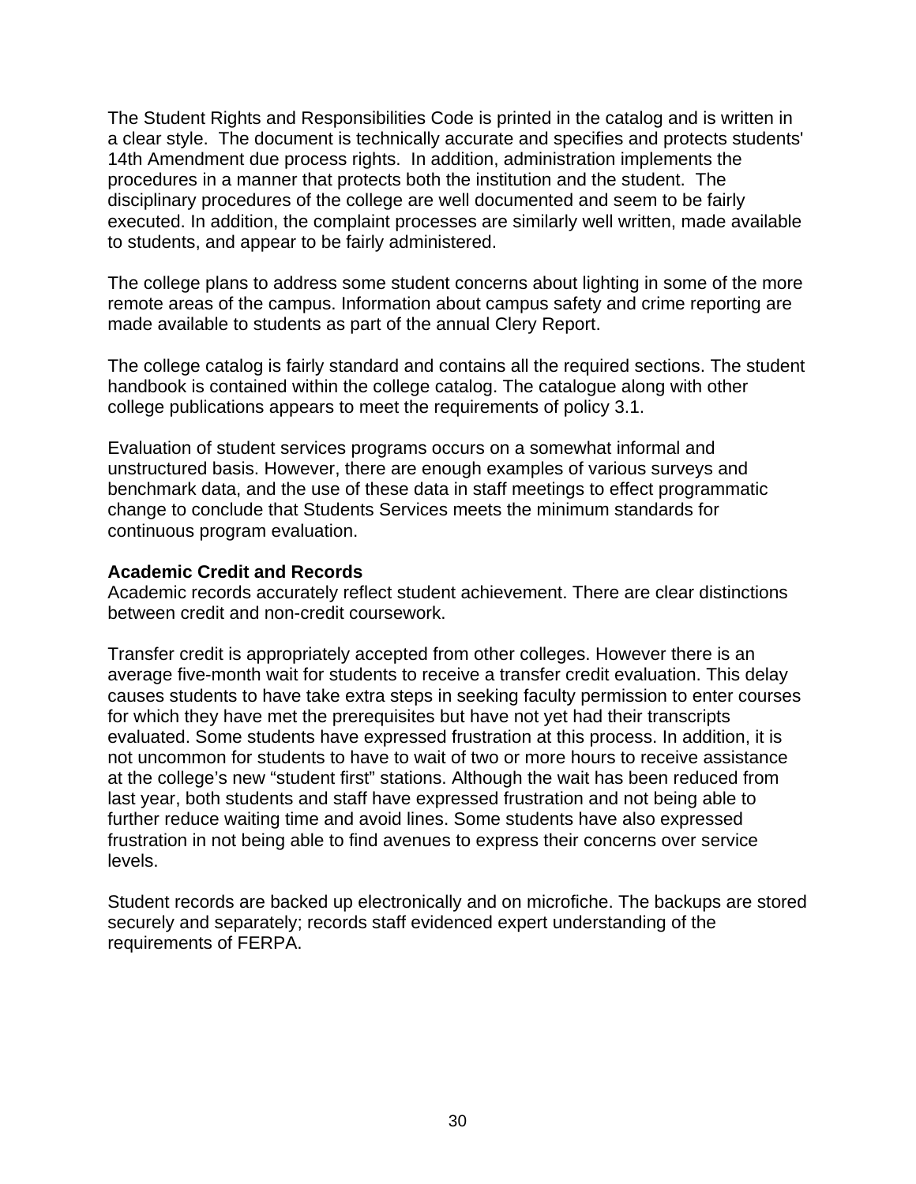The Student Rights and Responsibilities Code is printed in the catalog and is written in a clear style. The document is technically accurate and specifies and protects students' 14th Amendment due process rights. In addition, administration implements the procedures in a manner that protects both the institution and the student. The disciplinary procedures of the college are well documented and seem to be fairly executed. In addition, the complaint processes are similarly well written, made available to students, and appear to be fairly administered.

The college plans to address some student concerns about lighting in some of the more remote areas of the campus. Information about campus safety and crime reporting are made available to students as part of the annual Clery Report.

The college catalog is fairly standard and contains all the required sections. The student handbook is contained within the college catalog. The catalogue along with other college publications appears to meet the requirements of policy 3.1.

Evaluation of student services programs occurs on a somewhat informal and unstructured basis. However, there are enough examples of various surveys and benchmark data, and the use of these data in staff meetings to effect programmatic change to conclude that Students Services meets the minimum standards for continuous program evaluation.

**Academic Credit and Records**

Academic records accurately reflect student achievement. There are clear distinctions between credit and non-credit coursework.

Transfer credit is appropriately accepted from other colleges. However there is an average five-month wait for students to receive a transfer credit evaluation. This delay causes students to have take extra steps in seeking faculty permission to enter courses for which they have met the prerequisites but have not yet had their transcripts evaluated. Some students have expressed frustration at this process. In addition, it is not uncommon for students to have to wait of two or more hours to receive assistance at the college's new "student first" stations. Although the wait has been reduced from last year, both students and staff have expressed frustration and not being able to further reduce waiting time and avoid lines. Some students have also expressed frustration in not being able to find avenues to express their concerns over service levels.

Student records are backed up electronically and on microfiche. The backups are stored securely and separately; records staff evidenced expert understanding of the requirements of FERPA.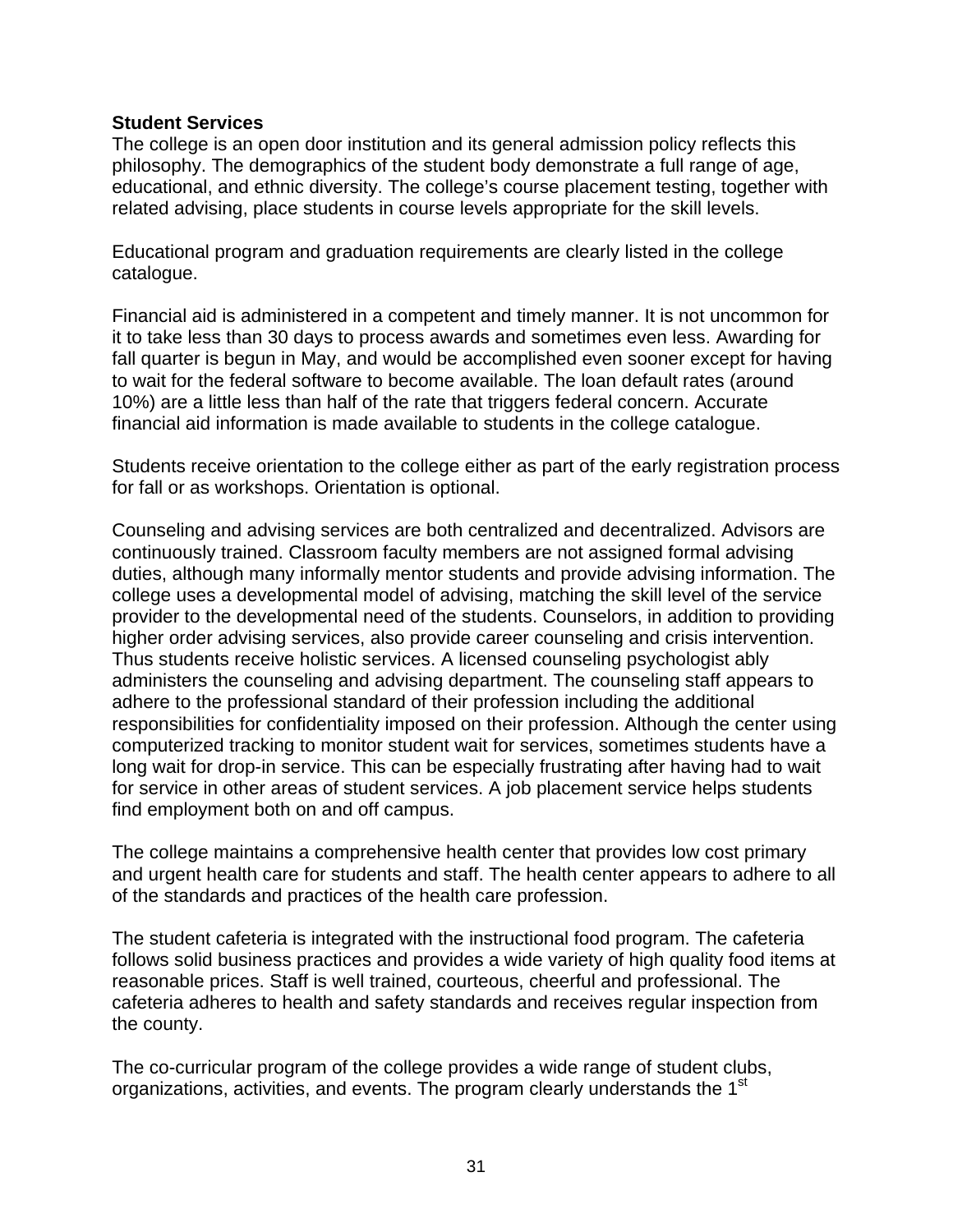**Student Services**

The college is an open door institution and its general admission policy reflects this philosophy. The demographics of the student body demonstrate a full range of age, educational, and ethnic diversity. The college's course placement testing, together with related advising, place students in course levels appropriate for the skill levels.

Educational program and graduation requirements are clearly listed in the college catalogue.

Financial aid is administered in a competent and timely manner. It is not uncommon for it to take less than 30 days to process awards and sometimes even less. Awarding for fall quarter is begun in May, and would be accomplished even sooner except for having to wait for the federal software to become available. The loan default rates (around 10%) are a little less than half of the rate that triggers federal concern. Accurate financial aid information is made available to students in the college catalogue.

Students receive orientation to the college either as part of the early registration process for fall or as workshops. Orientation is optional.

Counseling and advising services are both centralized and decentralized. Advisors are continuously trained. Classroom faculty members are not assigned formal advising duties, although many informally mentor students and provide advising information. The college uses a developmental model of advising, matching the skill level of the service provider to the developmental need of the students. Counselors, in addition to providing higher order advising services, also provide career counseling and crisis intervention. Thus students receive holistic services. A licensed counseling psychologist ably administers the counseling and advising department. The counseling staff appears to adhere to the professional standard of their profession including the additional responsibilities for confidentiality imposed on their profession. Although the center using computerized tracking to monitor student wait for services, sometimes students have a long wait for drop-in service. This can be especially frustrating after having had to wait for service in other areas of student services. A job placement service helps students find employment both on and off campus.

The college maintains a comprehensive health center that provides low cost primary and urgent health care for students and staff. The health center appears to adhere to all of the standards and practices of the health care profession.

The student cafeteria is integrated with the instructional food program. The cafeteria follows solid business practices and provides a wide variety of high quality food items at reasonable prices. Staff is well trained, courteous, cheerful and professional. The cafeteria adheres to health and safety standards and receives regular inspection from the county.

The co-curricular program of the college provides a wide range of student clubs, organizations, activities, and events. The program clearly understands the 1st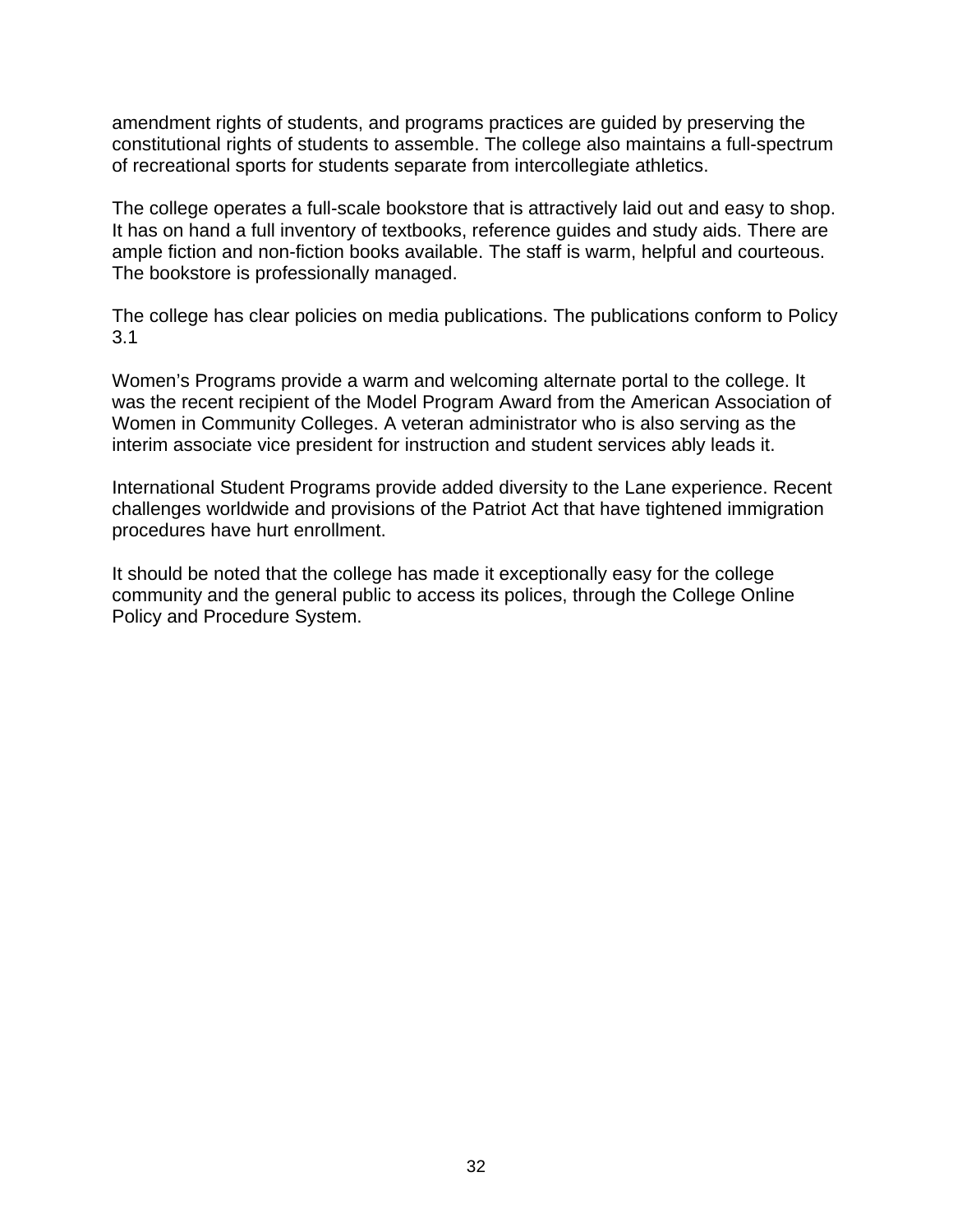amendment rights of students, and programs practices are guided by preserving the constitutional rights of students to assemble. The college also maintains a full-spectrum of recreational sports for students separate from intercollegiate athletics.

The college operates a full-scale bookstore that is attractively laid out and easy to shop. It has on hand a full inventory of textbooks, reference guides and study aids. There are ample fiction and non-fiction books available. The staff is warm, helpful and courteous. The bookstore is professionally managed.

The college has clear policies on media publications. The publications conform to Policy 3.1

Women's Programs provide a warm and welcoming alternate portal to the college. It was the recent recipient of the Model Program Award from the American Association of Women in Community Colleges. A veteran administrator who is also serving as the interim associate vice president for instruction and student services ably leads it.

International Student Programs provide added diversity to the Lane experience. Recent challenges worldwide and provisions of the Patriot Act that have tightened immigration procedures have hurt enrollment.

It should be noted that the college has made it exceptionally easy for the college community and the general public to access its polices, through the College Online Policy and Procedure System.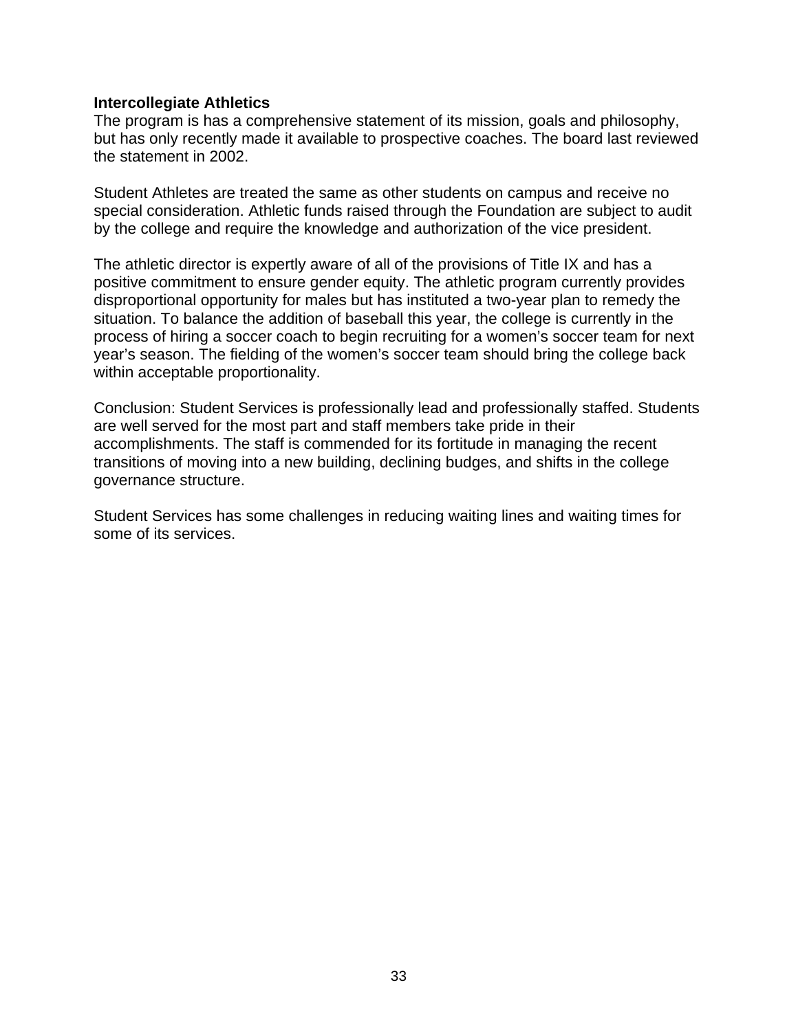**Intercollegiate Athletics**
The program is has a comprehensive statement of its mission, goals and philosophy, but has only recently made it available to prospective coaches. The board last reviewed the statement in 2002.

Student Athletes are treated the same as other students on campus and receive no special consideration. Athletic funds raised through the Foundation are subject to audit by the college and require the knowledge and authorization of the vice president.

The athletic director is expertly aware of all of the provisions of Title IX and has a positive commitment to ensure gender equity. The athletic program currently provides disproportional opportunity for males but has instituted a two-year plan to remedy the situation. To balance the addition of baseball this year, the college is currently in the process of hiring a soccer coach to begin recruiting for a women's soccer team for next year's season. The fielding of the women's soccer team should bring the college back within acceptable proportionality.

Conclusion: Student Services is professionally lead and professionally staffed. Students are well served for the most part and staff members take pride in their accomplishments. The staff is commended for its fortitude in managing the recent transitions of moving into a new building, declining budges, and shifts in the college governance structure.

Student Services has some challenges in reducing waiting lines and waiting times for some of its services.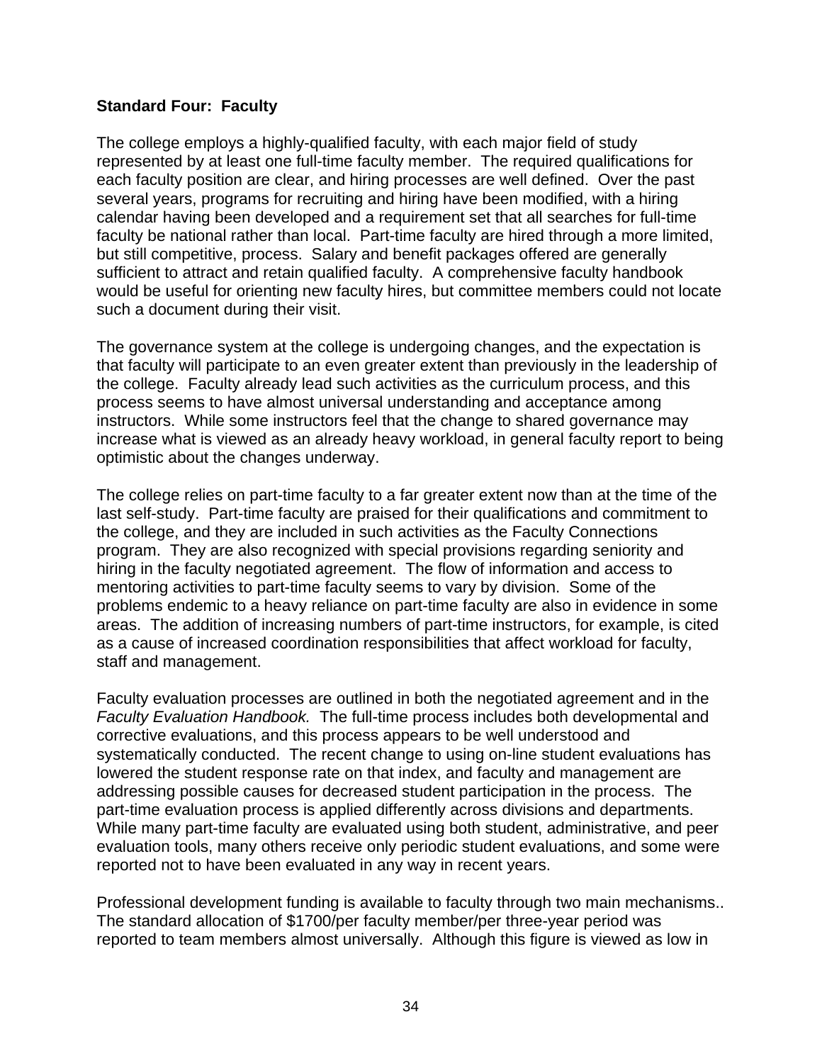**Standard Four: Faculty**

The college employs a highly-qualified faculty, with each major field of study represented by at least one full-time faculty member. The required qualifications for each faculty position are clear, and hiring processes are well defined. Over the past several years, programs for recruiting and hiring have been modified, with a hiring calendar having been developed and a requirement set that all searches for full-time faculty be national rather than local. Part-time faculty are hired through a more limited, but still competitive, process. Salary and benefit packages offered are generally sufficient to attract and retain qualified faculty. A comprehensive faculty handbook would be useful for orienting new faculty hires, but committee members could not locate such a document during their visit.

The governance system at the college is undergoing changes, and the expectation is that faculty will participate to an even greater extent than previously in the leadership of the college. Faculty already lead such activities as the curriculum process, and this process seems to have almost universal understanding and acceptance among instructors. While some instructors feel that the change to shared governance may increase what is viewed as an already heavy workload, in general faculty report to being optimistic about the changes underway.

The college relies on part-time faculty to a far greater extent now than at the time of the last self-study. Part-time faculty are praised for their qualifications and commitment to the college, and they are included in such activities as the Faculty Connections program. They are also recognized with special provisions regarding seniority and hiring in the faculty negotiated agreement. The flow of information and access to mentoring activities to part-time faculty seems to vary by division. Some of the problems endemic to a heavy reliance on part-time faculty are also in evidence in some areas. The addition of increasing numbers of part-time instructors, for example, is cited as a cause of increased coordination responsibilities that affect workload for faculty, staff and management.

Faculty evaluation processes are outlined in both the negotiated agreement and in the *Faculty Evaluation Handbook.* The full-time process includes both developmental and corrective evaluations, and this process appears to be well understood and systematically conducted. The recent change to using on-line student evaluations has lowered the student response rate on that index, and faculty and management are addressing possible causes for decreased student participation in the process. The part-time evaluation process is applied differently across divisions and departments. While many part-time faculty are evaluated using both student, administrative, and peer evaluation tools, many others receive only periodic student evaluations, and some were reported not to have been evaluated in any way in recent years.

Professional development funding is available to faculty through two main mechanisms.. The standard allocation of $1700/per faculty member/per three-year period was reported to team members almost universally. Although this figure is viewed as low in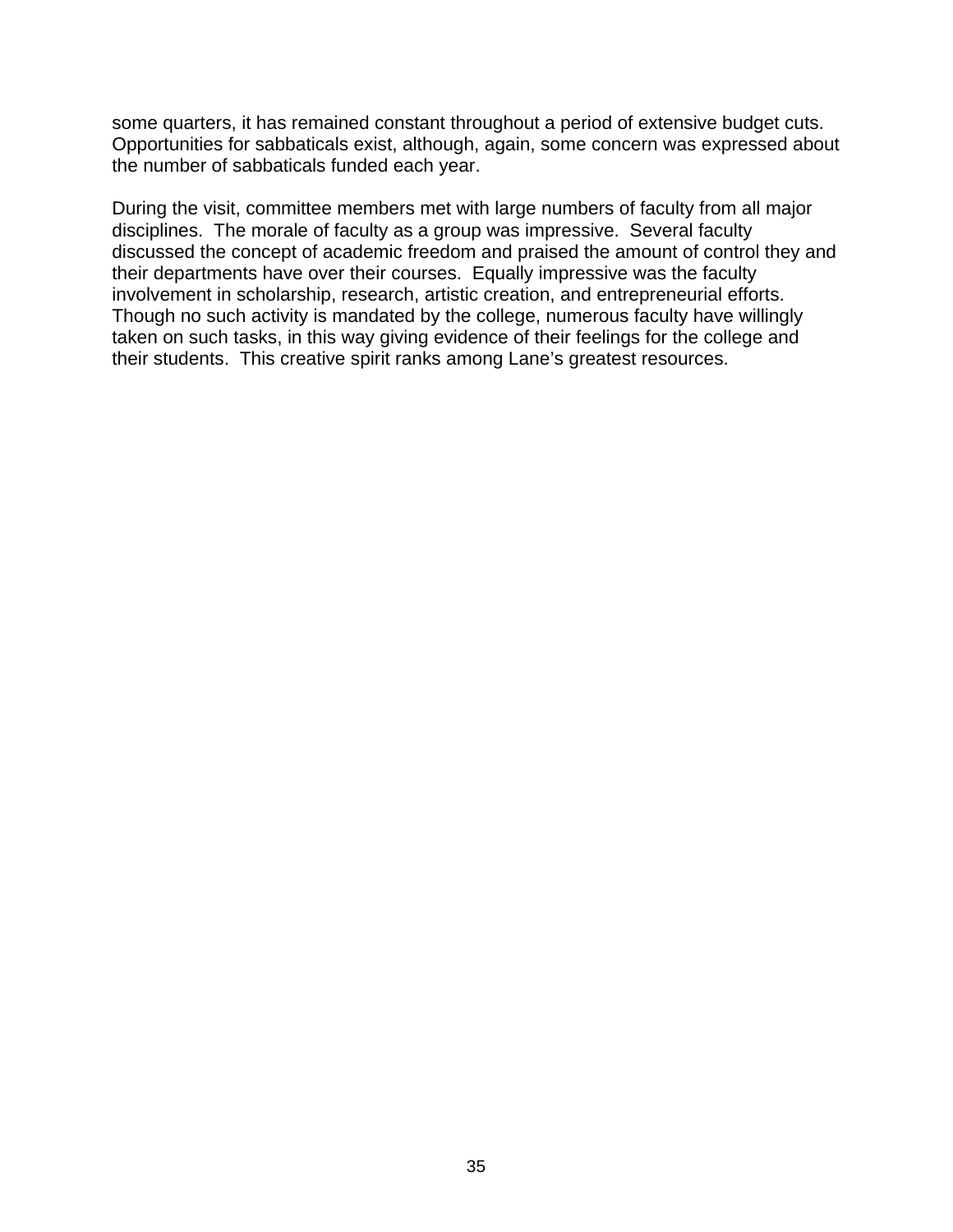some quarters, it has remained constant throughout a period of extensive budget cuts. Opportunities for sabbaticals exist, although, again, some concern was expressed about the number of sabbaticals funded each year.

During the visit, committee members met with large numbers of faculty from all major disciplines. The morale of faculty as a group was impressive. Several faculty discussed the concept of academic freedom and praised the amount of control they and their departments have over their courses. Equally impressive was the faculty involvement in scholarship, research, artistic creation, and entrepreneurial efforts. Though no such activity is mandated by the college, numerous faculty have willingly taken on such tasks, in this way giving evidence of their feelings for the college and their students. This creative spirit ranks among Lane's greatest resources.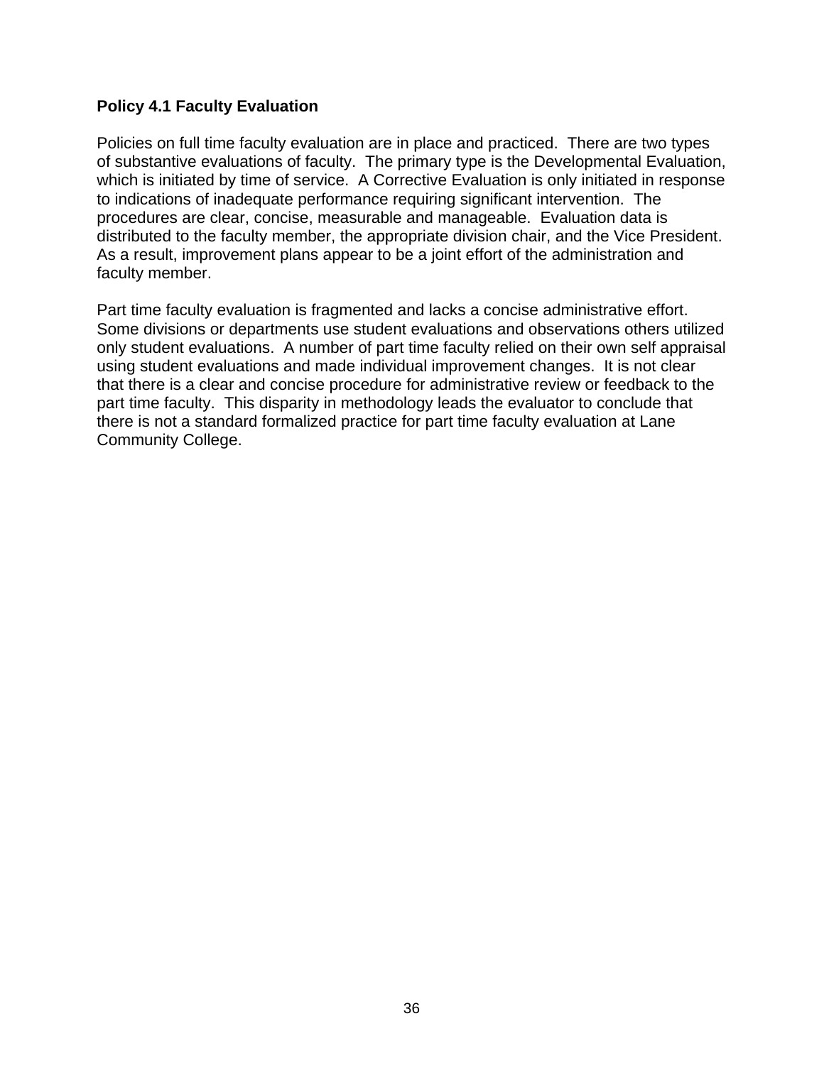**Policy 4.1 Faculty Evaluation**

Policies on full time faculty evaluation are in place and practiced. There are two types of substantive evaluations of faculty. The primary type is the Developmental Evaluation, which is initiated by time of service. A Corrective Evaluation is only initiated in response to indications of inadequate performance requiring significant intervention. The procedures are clear, concise, measurable and manageable. Evaluation data is distributed to the faculty member, the appropriate division chair, and the Vice President. As a result, improvement plans appear to be a joint effort of the administration and faculty member.

Part time faculty evaluation is fragmented and lacks a concise administrative effort. Some divisions or departments use student evaluations and observations others utilized only student evaluations. A number of part time faculty relied on their own self appraisal using student evaluations and made individual improvement changes. It is not clear that there is a clear and concise procedure for administrative review or feedback to the part time faculty. This disparity in methodology leads the evaluator to conclude that there is not a standard formalized practice for part time faculty evaluation at Lane Community College.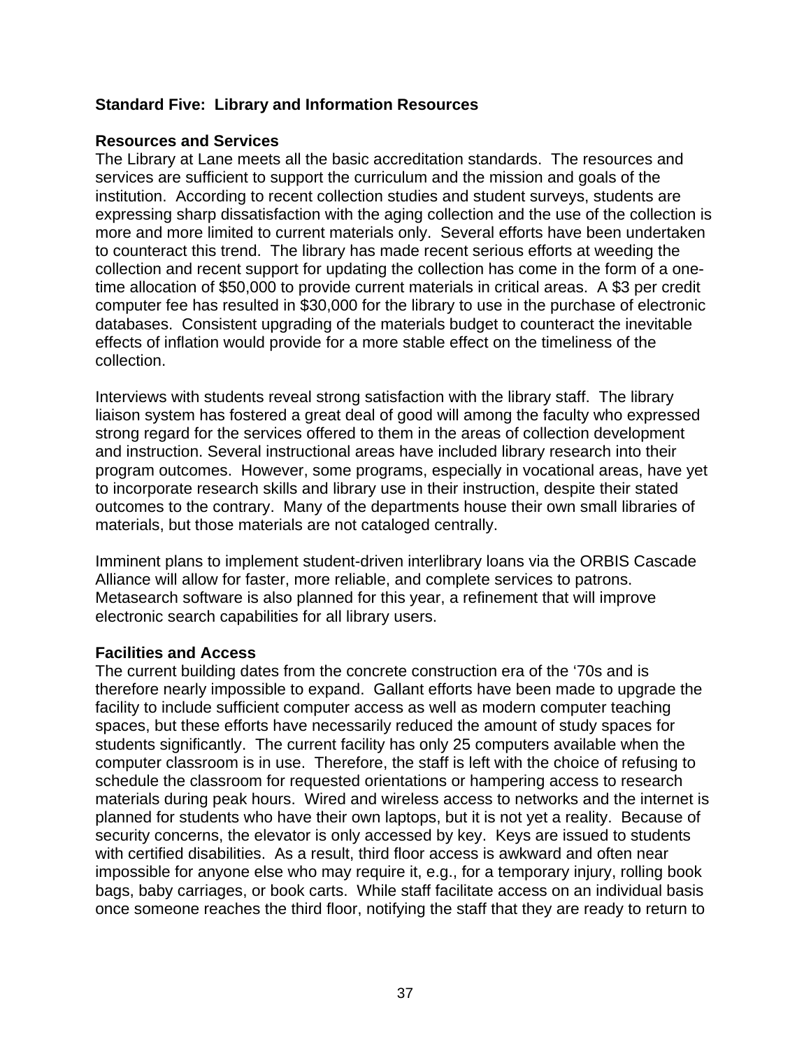**Standard Five: Library and Information Resources**

**Resources and Services**

The Library at Lane meets all the basic accreditation standards. The resources and services are sufficient to support the curriculum and the mission and goals of the institution. According to recent collection studies and student surveys, students are expressing sharp dissatisfaction with the aging collection and the use of the collection is more and more limited to current materials only. Several efforts have been undertaken to counteract this trend. The library has made recent serious efforts at weeding the collection and recent support for updating the collection has come in the form of a one-time allocation of $50,000 to provide current materials in critical areas. A $3 per credit computer fee has resulted in $30,000 for the library to use in the purchase of electronic databases. Consistent upgrading of the materials budget to counteract the inevitable effects of inflation would provide for a more stable effect on the timeliness of the collection.

Interviews with students reveal strong satisfaction with the library staff. The library liaison system has fostered a great deal of good will among the faculty who expressed strong regard for the services offered to them in the areas of collection development and instruction. Several instructional areas have included library research into their program outcomes. However, some programs, especially in vocational areas, have yet to incorporate research skills and library use in their instruction, despite their stated outcomes to the contrary. Many of the departments house their own small libraries of materials, but those materials are not cataloged centrally.

Imminent plans to implement student-driven interlibrary loans via the ORBIS Cascade Alliance will allow for faster, more reliable, and complete services to patrons. Metasearch software is also planned for this year, a refinement that will improve electronic search capabilities for all library users.

**Facilities and Access**

The current building dates from the concrete construction era of the '70s and is therefore nearly impossible to expand. Gallant efforts have been made to upgrade the facility to include sufficient computer access as well as modern computer teaching spaces, but these efforts have necessarily reduced the amount of study spaces for students significantly. The current facility has only 25 computers available when the computer classroom is in use. Therefore, the staff is left with the choice of refusing to schedule the classroom for requested orientations or hampering access to research materials during peak hours. Wired and wireless access to networks and the internet is planned for students who have their own laptops, but it is not yet a reality. Because of security concerns, the elevator is only accessed by key. Keys are issued to students with certified disabilities. As a result, third floor access is awkward and often near impossible for anyone else who may require it, e.g., for a temporary injury, rolling book bags, baby carriages, or book carts. While staff facilitate access on an individual basis once someone reaches the third floor, notifying the staff that they are ready to return to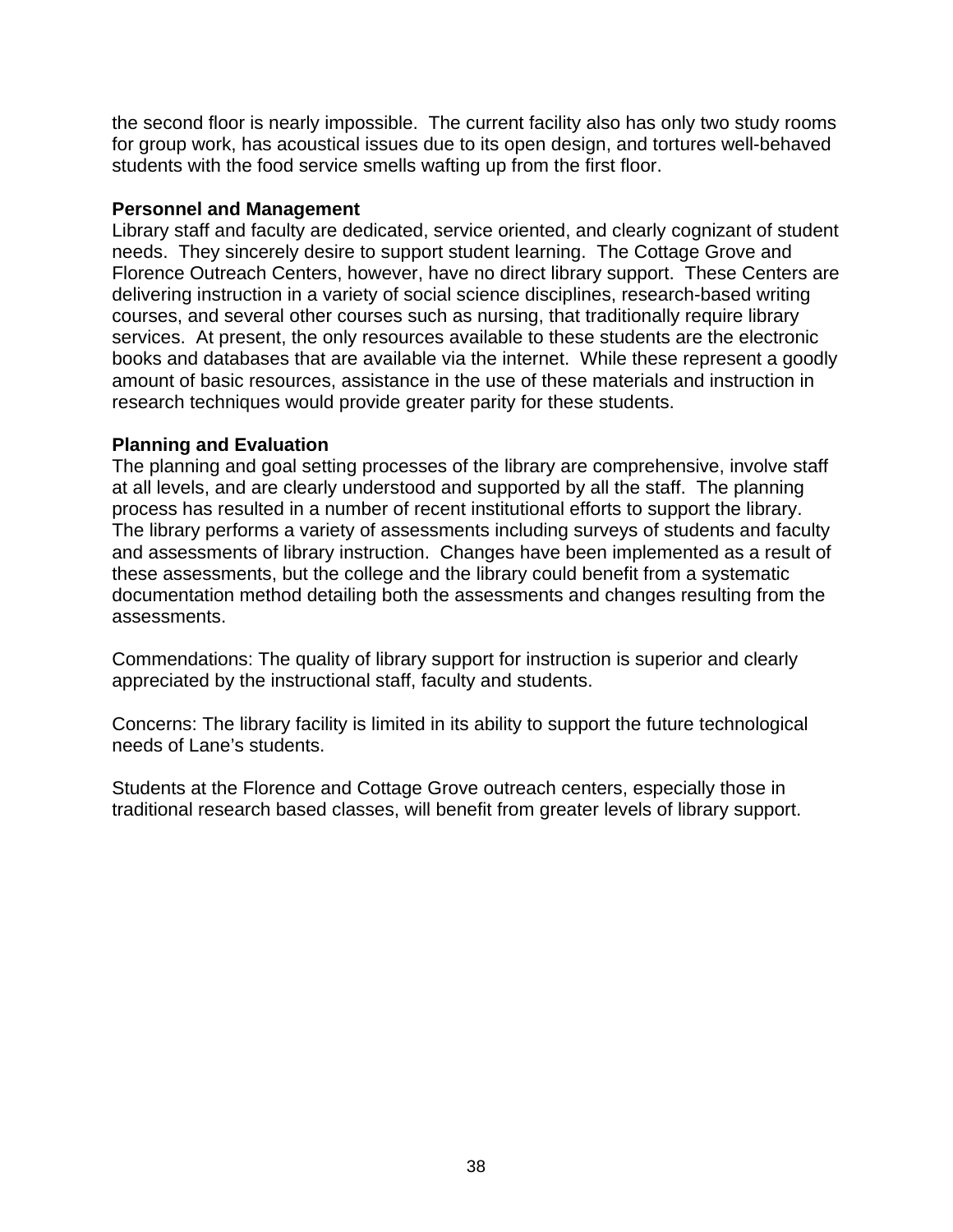the second floor is nearly impossible. The current facility also has only two study rooms for group work, has acoustical issues due to its open design, and tortures well-behaved students with the food service smells wafting up from the first floor.

**Personnel and Management**

Library staff and faculty are dedicated, service oriented, and clearly cognizant of student needs. They sincerely desire to support student learning. The Cottage Grove and Florence Outreach Centers, however, have no direct library support. These Centers are delivering instruction in a variety of social science disciplines, research-based writing courses, and several other courses such as nursing, that traditionally require library services. At present, the only resources available to these students are the electronic books and databases that are available via the internet. While these represent a goodly amount of basic resources, assistance in the use of these materials and instruction in research techniques would provide greater parity for these students.

**Planning and Evaluation**

The planning and goal setting processes of the library are comprehensive, involve staff at all levels, and are clearly understood and supported by all the staff. The planning process has resulted in a number of recent institutional efforts to support the library. The library performs a variety of assessments including surveys of students and faculty and assessments of library instruction. Changes have been implemented as a result of these assessments, but the college and the library could benefit from a systematic documentation method detailing both the assessments and changes resulting from the assessments.

Commendations: The quality of library support for instruction is superior and clearly appreciated by the instructional staff, faculty and students.

Concerns: The library facility is limited in its ability to support the future technological needs of Lane's students.

Students at the Florence and Cottage Grove outreach centers, especially those in traditional research based classes, will benefit from greater levels of library support.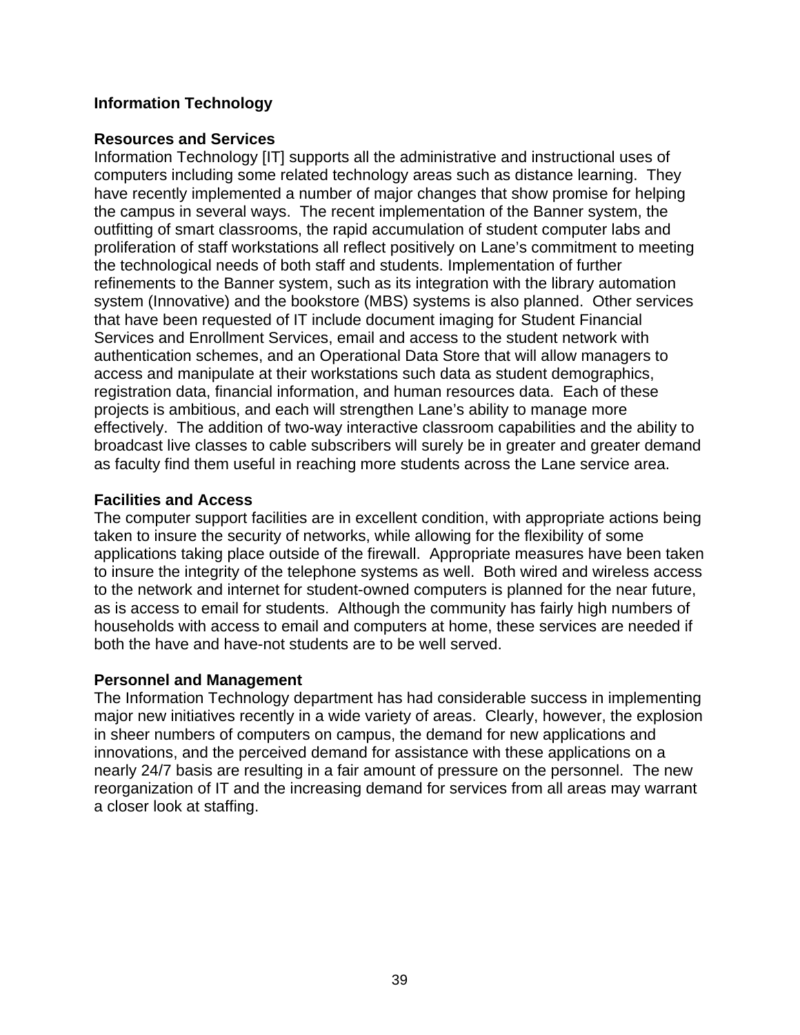## Information Technology

### Resources and Services

Information Technology [IT] supports all the administrative and instructional uses of computers including some related technology areas such as distance learning. They have recently implemented a number of major changes that show promise for helping the campus in several ways. The recent implementation of the Banner system, the outfitting of smart classrooms, the rapid accumulation of student computer labs and proliferation of staff workstations all reflect positively on Lane's commitment to meeting the technological needs of both staff and students. Implementation of further refinements to the Banner system, such as its integration with the library automation system (Innovative) and the bookstore (MBS) systems is also planned. Other services that have been requested of IT include document imaging for Student Financial Services and Enrollment Services, email and access to the student network with authentication schemes, and an Operational Data Store that will allow managers to access and manipulate at their workstations such data as student demographics, registration data, financial information, and human resources data. Each of these projects is ambitious, and each will strengthen Lane's ability to manage more effectively. The addition of two-way interactive classroom capabilities and the ability to broadcast live classes to cable subscribers will surely be in greater and greater demand as faculty find them useful in reaching more students across the Lane service area.

### Facilities and Access

The computer support facilities are in excellent condition, with appropriate actions being taken to insure the security of networks, while allowing for the flexibility of some applications taking place outside of the firewall. Appropriate measures have been taken to insure the integrity of the telephone systems as well. Both wired and wireless access to the network and internet for student-owned computers is planned for the near future, as is access to email for students. Although the community has fairly high numbers of households with access to email and computers at home, these services are needed if both the have and have-not students are to be well served.

### Personnel and Management

The Information Technology department has had considerable success in implementing major new initiatives recently in a wide variety of areas. Clearly, however, the explosion in sheer numbers of computers on campus, the demand for new applications and innovations, and the perceived demand for assistance with these applications on a nearly 24/7 basis are resulting in a fair amount of pressure on the personnel. The new reorganization of IT and the increasing demand for services from all areas may warrant a closer look at staffing.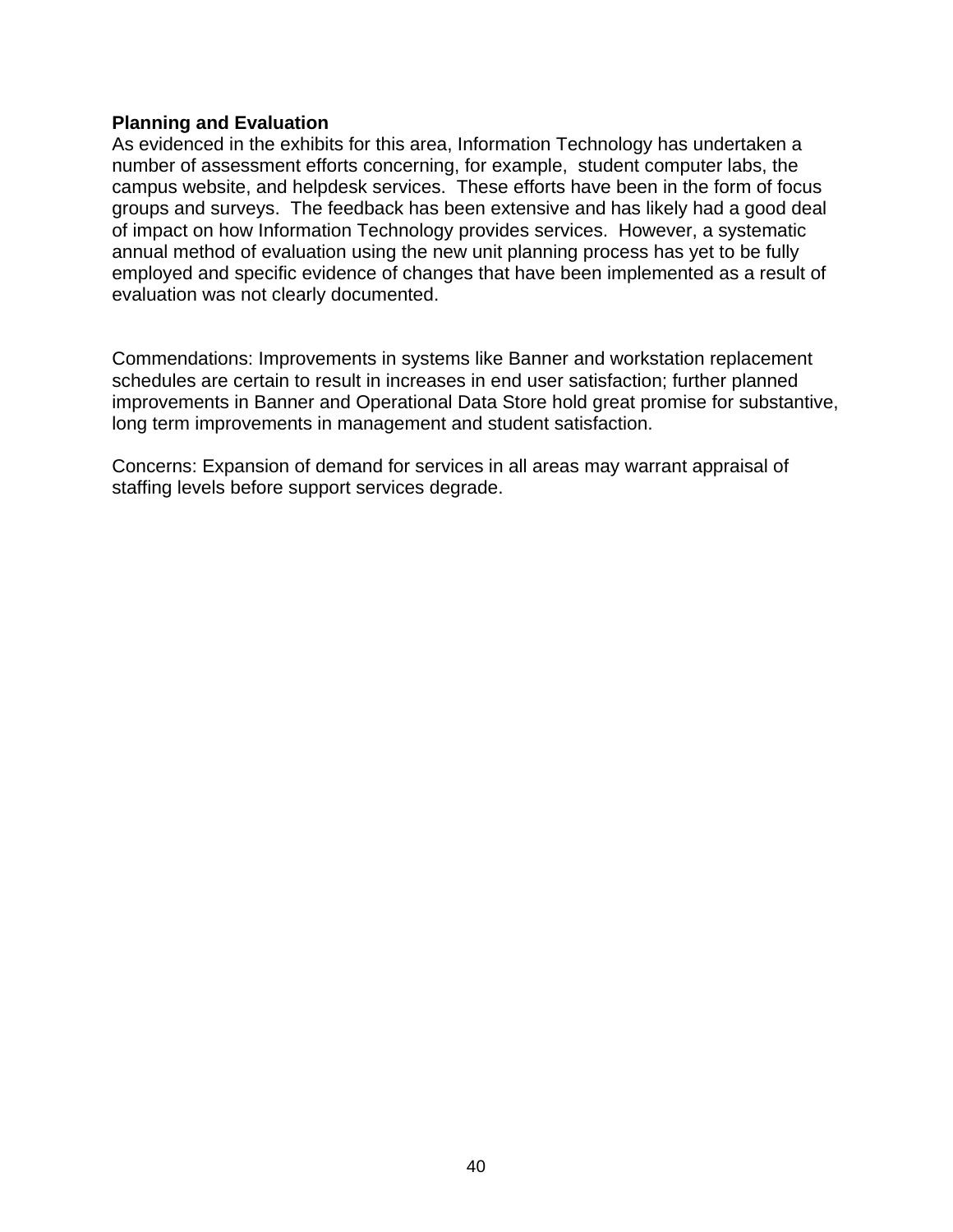**Planning and Evaluation**

As evidenced in the exhibits for this area, Information Technology has undertaken a number of assessment efforts concerning, for example, student computer labs, the campus website, and helpdesk services. These efforts have been in the form of focus groups and surveys. The feedback has been extensive and has likely had a good deal of impact on how Information Technology provides services. However, a systematic annual method of evaluation using the new unit planning process has yet to be fully employed and specific evidence of changes that have been implemented as a result of evaluation was not clearly documented.

Commendations: Improvements in systems like Banner and workstation replacement schedules are certain to result in increases in end user satisfaction; further planned improvements in Banner and Operational Data Store hold great promise for substantive, long term improvements in management and student satisfaction.

Concerns: Expansion of demand for services in all areas may warrant appraisal of staffing levels before support services degrade.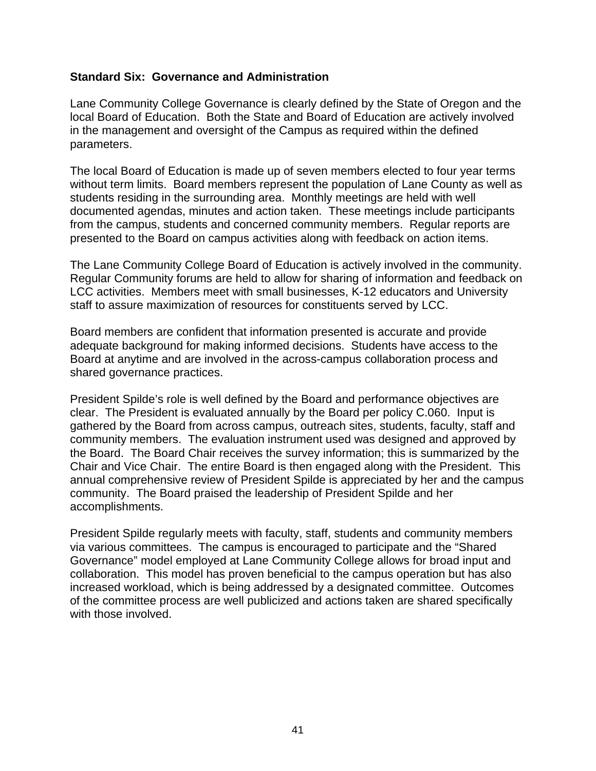**Standard Six: Governance and Administration**

Lane Community College Governance is clearly defined by the State of Oregon and the local Board of Education. Both the State and Board of Education are actively involved in the management and oversight of the Campus as required within the defined parameters.

The local Board of Education is made up of seven members elected to four year terms without term limits. Board members represent the population of Lane County as well as students residing in the surrounding area. Monthly meetings are held with well documented agendas, minutes and action taken. These meetings include participants from the campus, students and concerned community members. Regular reports are presented to the Board on campus activities along with feedback on action items.

The Lane Community College Board of Education is actively involved in the community. Regular Community forums are held to allow for sharing of information and feedback on LCC activities. Members meet with small businesses, K-12 educators and University staff to assure maximization of resources for constituents served by LCC.

Board members are confident that information presented is accurate and provide adequate background for making informed decisions. Students have access to the Board at anytime and are involved in the across-campus collaboration process and shared governance practices.

President Spilde's role is well defined by the Board and performance objectives are clear. The President is evaluated annually by the Board per policy C.060. Input is gathered by the Board from across campus, outreach sites, students, faculty, staff and community members. The evaluation instrument used was designed and approved by the Board. The Board Chair receives the survey information; this is summarized by the Chair and Vice Chair. The entire Board is then engaged along with the President. This annual comprehensive review of President Spilde is appreciated by her and the campus community. The Board praised the leadership of President Spilde and her accomplishments.

President Spilde regularly meets with faculty, staff, students and community members via various committees. The campus is encouraged to participate and the "Shared Governance" model employed at Lane Community College allows for broad input and collaboration. This model has proven beneficial to the campus operation but has also increased workload, which is being addressed by a designated committee. Outcomes of the committee process are well publicized and actions taken are shared specifically with those involved.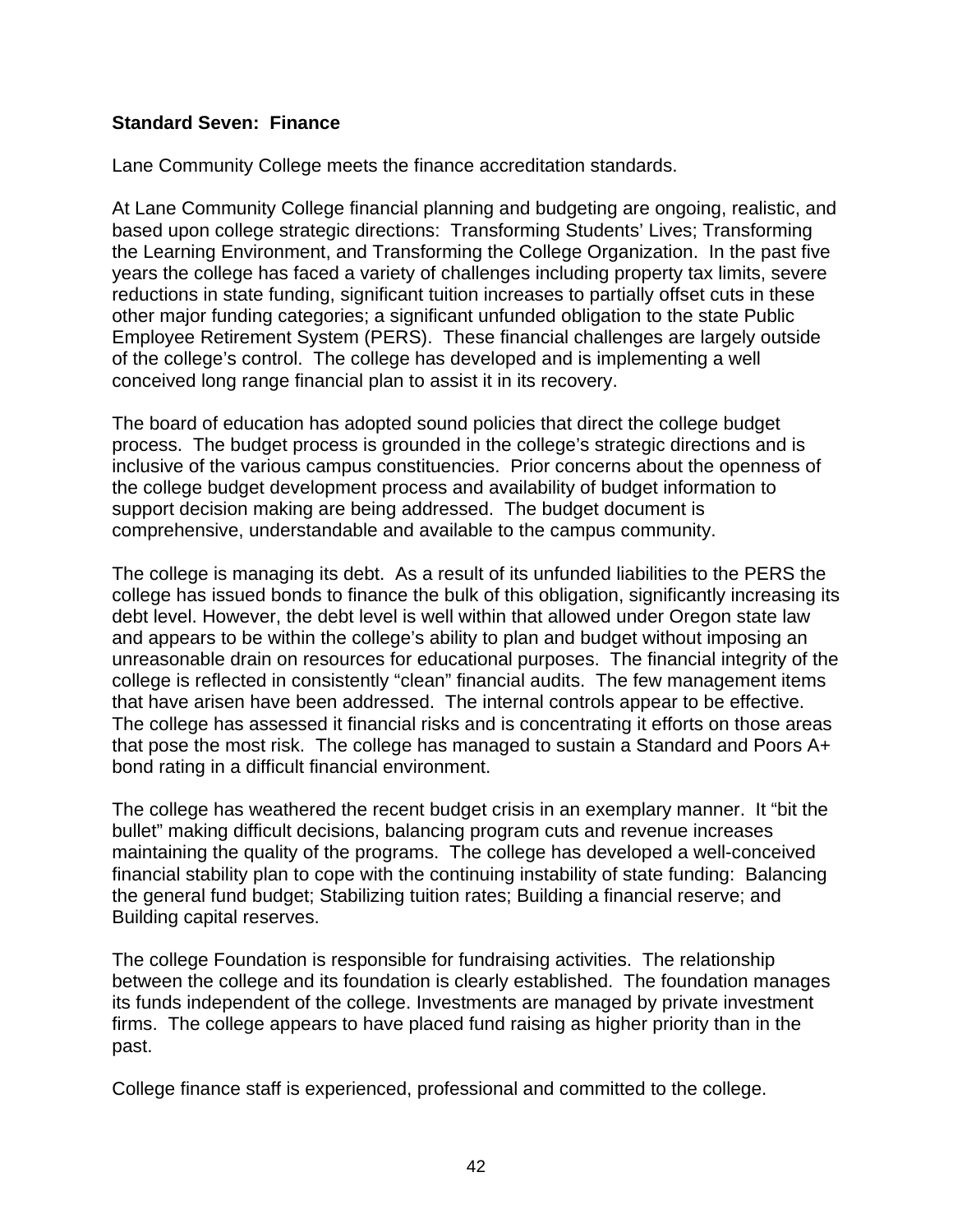**Standard Seven: Finance**

Lane Community College meets the finance accreditation standards.

At Lane Community College financial planning and budgeting are ongoing, realistic, and based upon college strategic directions: Transforming Students' Lives; Transforming the Learning Environment, and Transforming the College Organization. In the past five years the college has faced a variety of challenges including property tax limits, severe reductions in state funding, significant tuition increases to partially offset cuts in these other major funding categories; a significant unfunded obligation to the state Public Employee Retirement System (PERS). These financial challenges are largely outside of the college's control. The college has developed and is implementing a well conceived long range financial plan to assist it in its recovery.

The board of education has adopted sound policies that direct the college budget process. The budget process is grounded in the college's strategic directions and is inclusive of the various campus constituencies. Prior concerns about the openness of the college budget development process and availability of budget information to support decision making are being addressed. The budget document is comprehensive, understandable and available to the campus community.

The college is managing its debt. As a result of its unfunded liabilities to the PERS the college has issued bonds to finance the bulk of this obligation, significantly increasing its debt level. However, the debt level is well within that allowed under Oregon state law and appears to be within the college's ability to plan and budget without imposing an unreasonable drain on resources for educational purposes. The financial integrity of the college is reflected in consistently "clean" financial audits. The few management items that have arisen have been addressed. The internal controls appear to be effective. The college has assessed it financial risks and is concentrating it efforts on those areas that pose the most risk. The college has managed to sustain a Standard and Poors A+ bond rating in a difficult financial environment.

The college has weathered the recent budget crisis in an exemplary manner. It "bit the bullet" making difficult decisions, balancing program cuts and revenue increases maintaining the quality of the programs. The college has developed a well-conceived financial stability plan to cope with the continuing instability of state funding: Balancing the general fund budget; Stabilizing tuition rates; Building a financial reserve; and Building capital reserves.

The college Foundation is responsible for fundraising activities. The relationship between the college and its foundation is clearly established. The foundation manages its funds independent of the college. Investments are managed by private investment firms. The college appears to have placed fund raising as higher priority than in the past.

College finance staff is experienced, professional and committed to the college.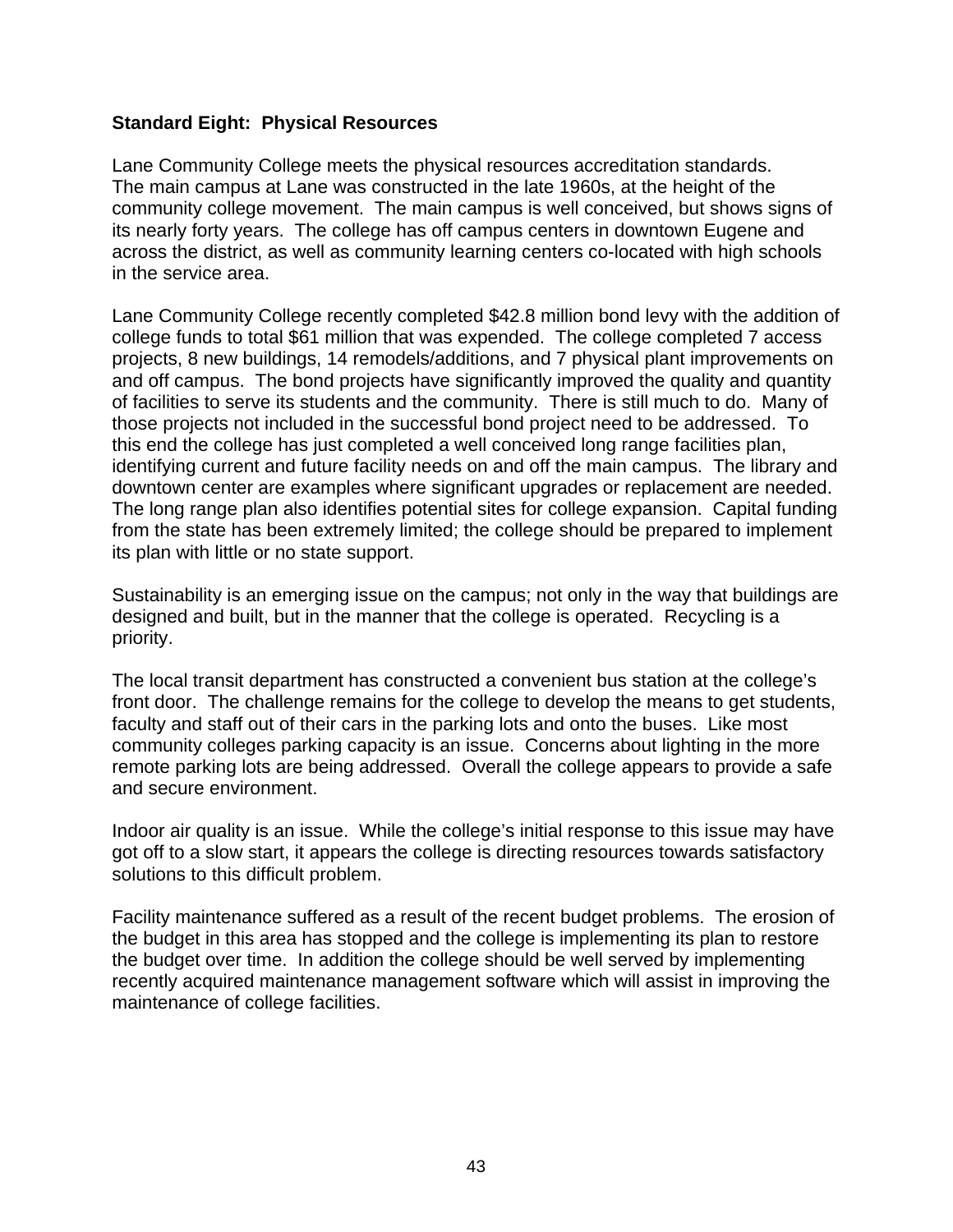**Standard Eight: Physical Resources**

Lane Community College meets the physical resources accreditation standards. The main campus at Lane was constructed in the late 1960s, at the height of the community college movement. The main campus is well conceived, but shows signs of its nearly forty years. The college has off campus centers in downtown Eugene and across the district, as well as community learning centers co-located with high schools in the service area.

Lane Community College recently completed $42.8 million bond levy with the addition of college funds to total $61 million that was expended. The college completed 7 access projects, 8 new buildings, 14 remodels/additions, and 7 physical plant improvements on and off campus. The bond projects have significantly improved the quality and quantity of facilities to serve its students and the community. There is still much to do. Many of those projects not included in the successful bond project need to be addressed. To this end the college has just completed a well conceived long range facilities plan, identifying current and future facility needs on and off the main campus. The library and downtown center are examples where significant upgrades or replacement are needed. The long range plan also identifies potential sites for college expansion. Capital funding from the state has been extremely limited; the college should be prepared to implement its plan with little or no state support.

Sustainability is an emerging issue on the campus; not only in the way that buildings are designed and built, but in the manner that the college is operated. Recycling is a priority.

The local transit department has constructed a convenient bus station at the college's front door. The challenge remains for the college to develop the means to get students, faculty and staff out of their cars in the parking lots and onto the buses. Like most community colleges parking capacity is an issue. Concerns about lighting in the more remote parking lots are being addressed. Overall the college appears to provide a safe and secure environment.

Indoor air quality is an issue. While the college's initial response to this issue may have got off to a slow start, it appears the college is directing resources towards satisfactory solutions to this difficult problem.

Facility maintenance suffered as a result of the recent budget problems. The erosion of the budget in this area has stopped and the college is implementing its plan to restore the budget over time. In addition the college should be well served by implementing recently acquired maintenance management software which will assist in improving the maintenance of college facilities.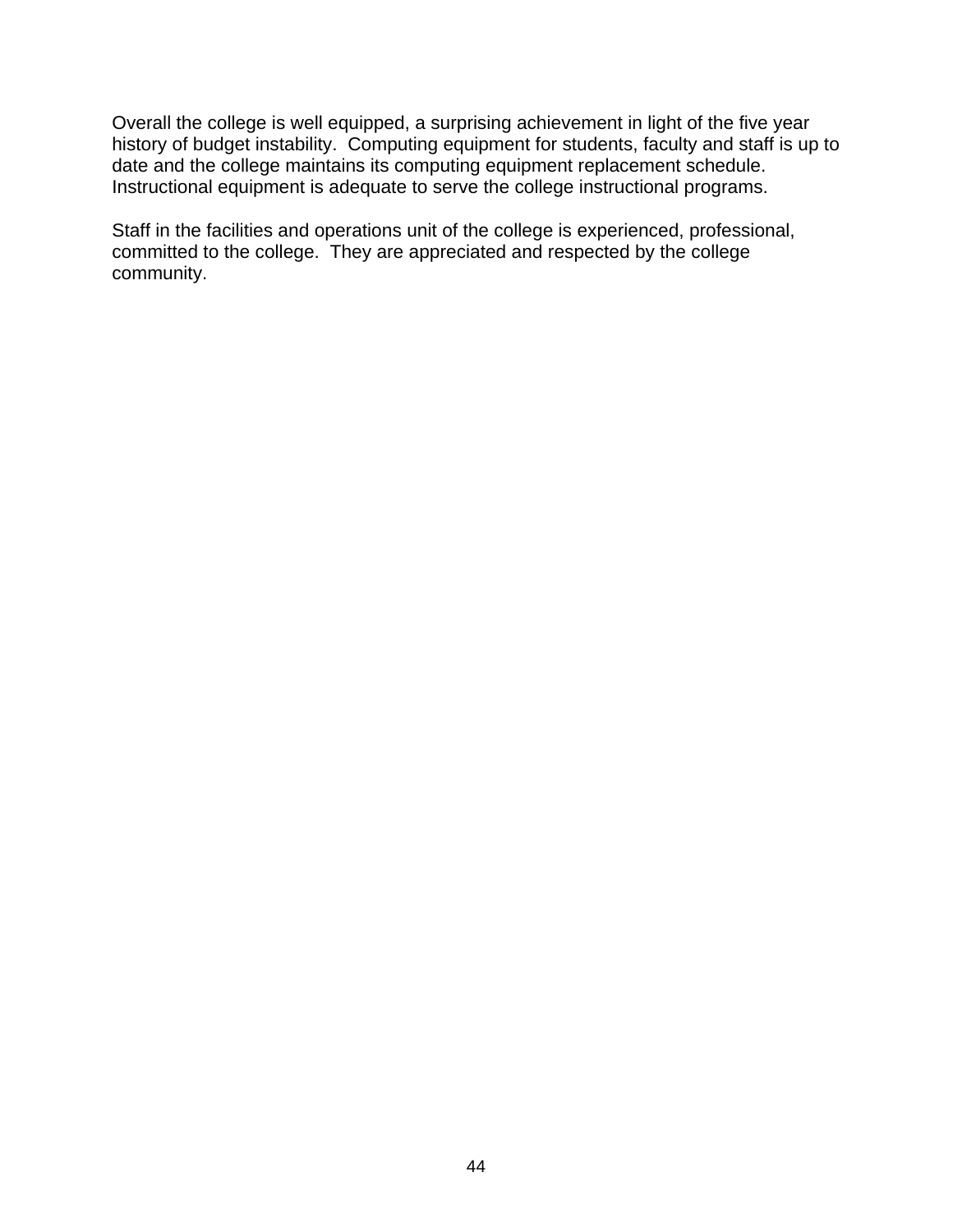Overall the college is well equipped, a surprising achievement in light of the five year history of budget instability. Computing equipment for students, faculty and staff is up to date and the college maintains its computing equipment replacement schedule. Instructional equipment is adequate to serve the college instructional programs.

Staff in the facilities and operations unit of the college is experienced, professional, committed to the college. They are appreciated and respected by the college community.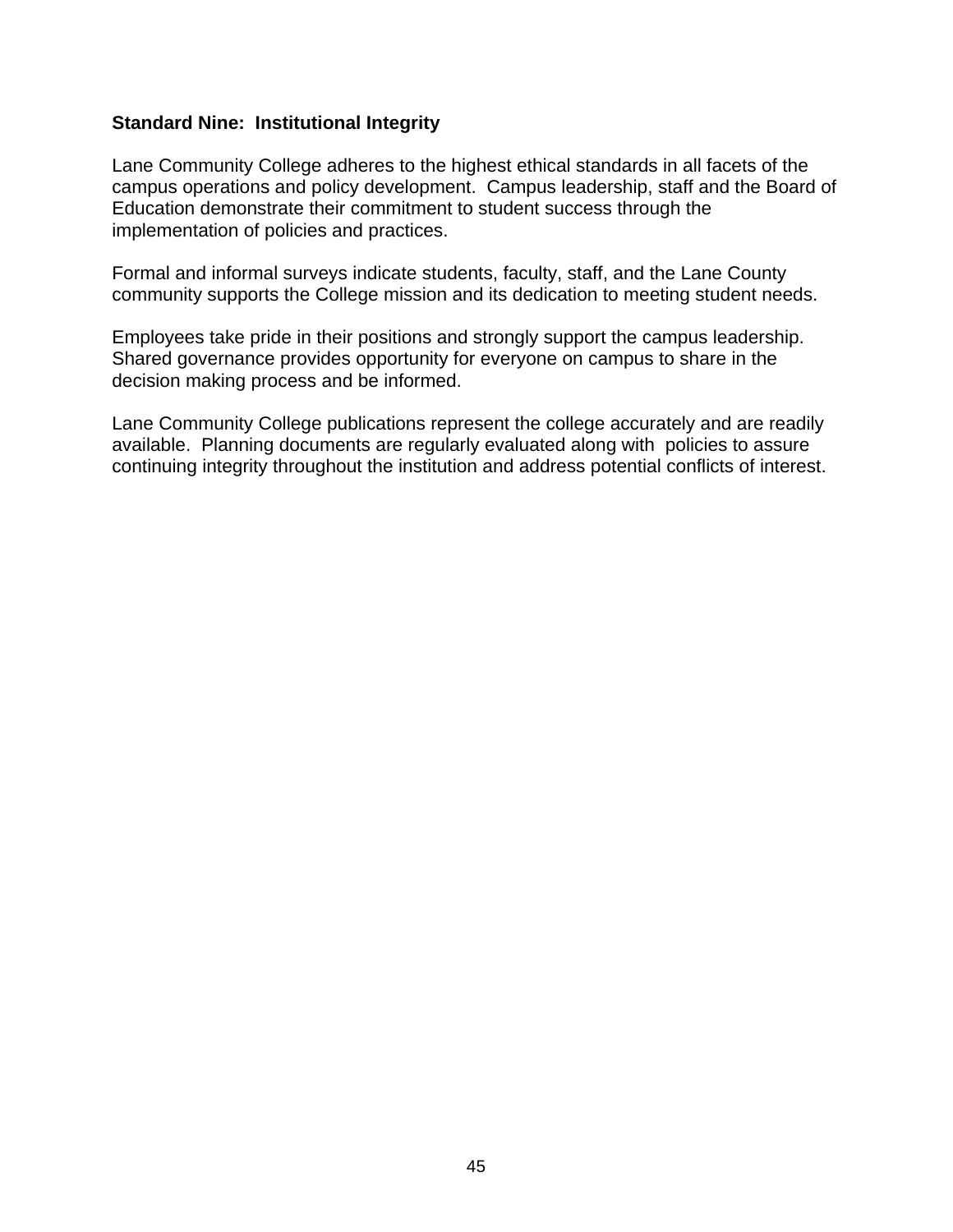**Standard Nine: Institutional Integrity**

Lane Community College adheres to the highest ethical standards in all facets of the campus operations and policy development. Campus leadership, staff and the Board of Education demonstrate their commitment to student success through the implementation of policies and practices.

Formal and informal surveys indicate students, faculty, staff, and the Lane County community supports the College mission and its dedication to meeting student needs.

Employees take pride in their positions and strongly support the campus leadership. Shared governance provides opportunity for everyone on campus to share in the decision making process and be informed.

Lane Community College publications represent the college accurately and are readily available. Planning documents are regularly evaluated along with policies to assure continuing integrity throughout the institution and address potential conflicts of interest.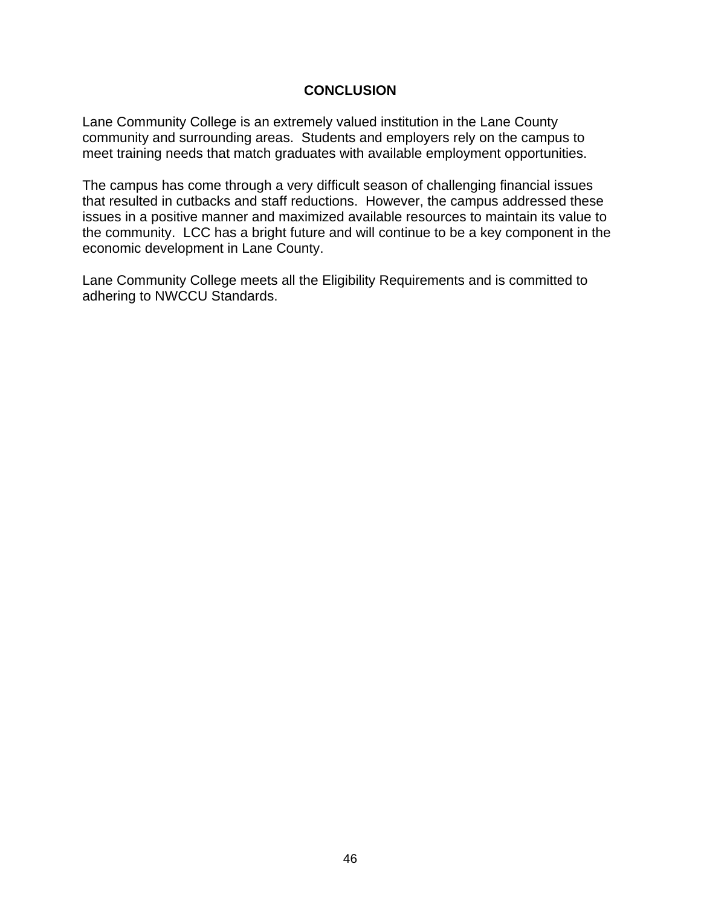# CONCLUSION

Lane Community College is an extremely valued institution in the Lane County community and surrounding areas. Students and employers rely on the campus to meet training needs that match graduates with available employment opportunities.

The campus has come through a very difficult season of challenging financial issues that resulted in cutbacks and staff reductions. However, the campus addressed these issues in a positive manner and maximized available resources to maintain its value to the community. LCC has a bright future and will continue to be a key component in the economic development in Lane County.

Lane Community College meets all the Eligibility Requirements and is committed to adhering to NWCCU Standards.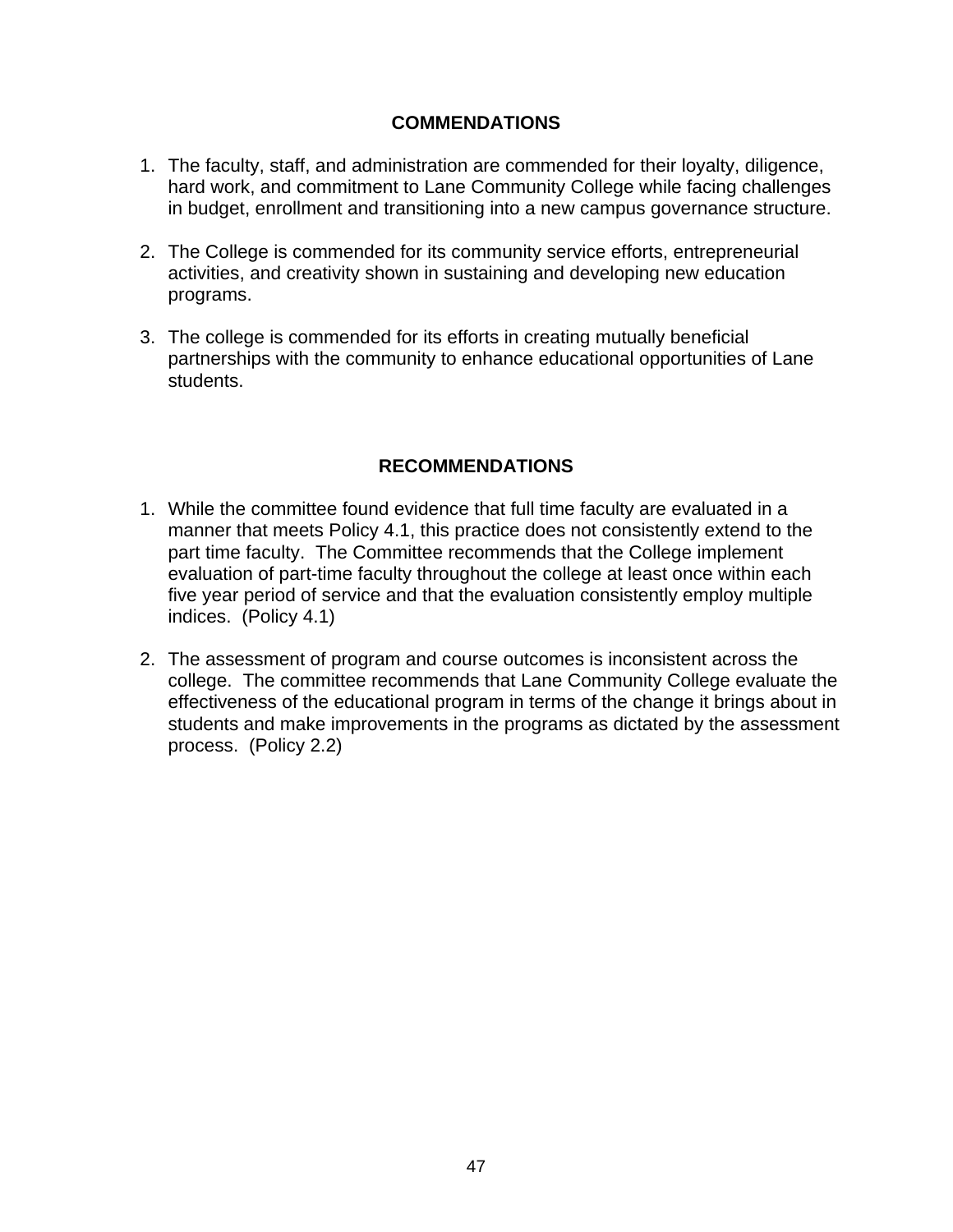## COMMENDATIONS

1. The faculty, staff, and administration are commended for their loyalty, diligence, hard work, and commitment to Lane Community College while facing challenges in budget, enrollment and transitioning into a new campus governance structure.

2. The College is commended for its community service efforts, entrepreneurial activities, and creativity shown in sustaining and developing new education programs.

3. The college is commended for its efforts in creating mutually beneficial partnerships with the community to enhance educational opportunities of Lane students.

## RECOMMENDATIONS

1. While the committee found evidence that full time faculty are evaluated in a manner that meets Policy 4.1, this practice does not consistently extend to the part time faculty. The Committee recommends that the College implement evaluation of part-time faculty throughout the college at least once within each five year period of service and that the evaluation consistently employ multiple indices. (Policy 4.1)

2. The assessment of program and course outcomes is inconsistent across the college. The committee recommends that Lane Community College evaluate the effectiveness of the educational program in terms of the change it brings about in students and make improvements in the programs as dictated by the assessment process. (Policy 2.2)